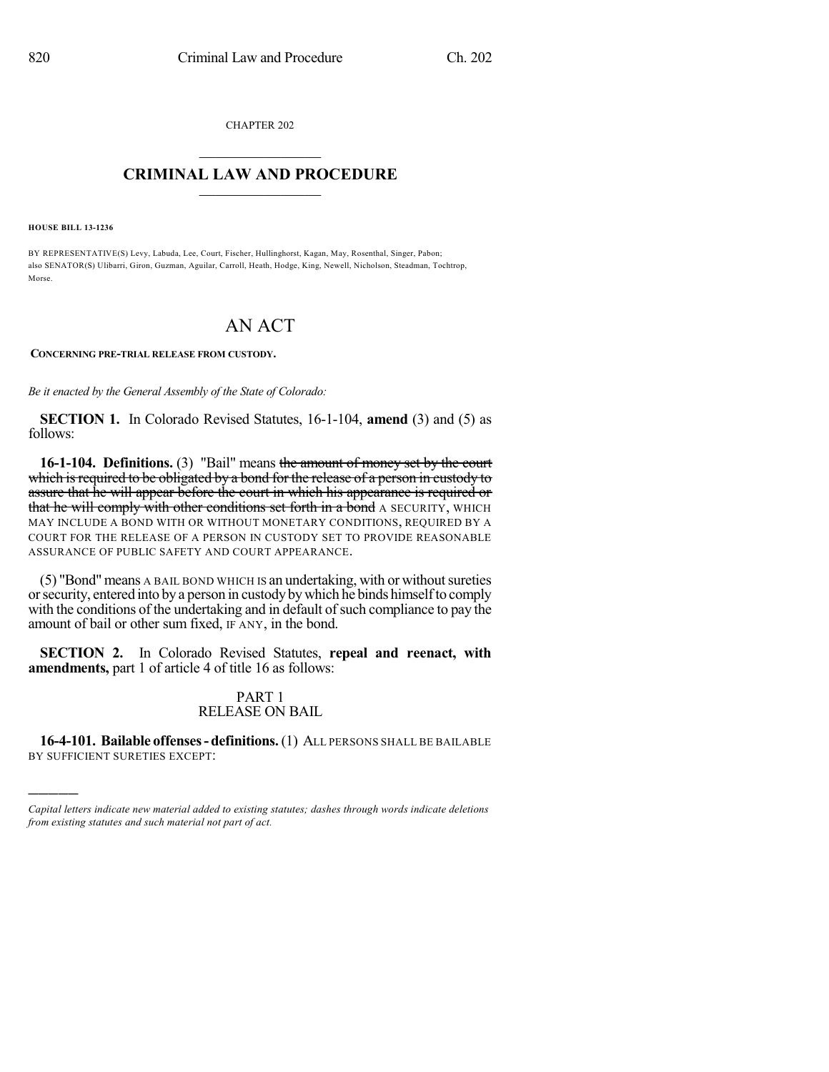CHAPTER 202

# CRIMINAL LAW AND PROCEDURE

**HOUSE BILL 13-1236**

BY REPRESENTATIVE(S) Levy, Labuda, Lee, Court, Fischer, Hullinghorst, Kagan, May, Rosenthal, Singer, Pabon; also SENATOR(S) Ulibarri, Giron, Guzman, Aguilar, Carroll, Heath, Hodge, King, Newell, Nicholson, Steadman, Tochtrop, Morse.

# AN ACT

**CONCERNING PRE-TRIAL RELEASE FROM CUSTODY.**

*Be it enacted by the General Assembly of the State of Colorado:*

**SECTION 1.** In Colorado Revised Statutes, 16-1-104, **amend** (3) and (5) as follows:

**16-1-104. Definitions.** (3) "Bail" means ~~the amount of money set by the court which is required to be obligated by a bond for the release of a person in custody to assure that he will appear before the court in which his appearance is required or that he will comply with other conditions set forth in a bond~~ A SECURITY, WHICH MAY INCLUDE A BOND WITH OR WITHOUT MONETARY CONDITIONS, REQUIRED BY A COURT FOR THE RELEASE OF A PERSON IN CUSTODY SET TO PROVIDE REASONABLE ASSURANCE OF PUBLIC SAFETY AND COURT APPEARANCE.

(5) "Bond" means A BAIL BOND WHICH IS an undertaking, with or without sureties or security, entered into by a person in custody by which he binds himself to comply with the conditions of the undertaking and in default of such compliance to pay the amount of bail or other sum fixed, IF ANY, in the bond.

**SECTION 2.** In Colorado Revised Statutes, **repeal and reenact, with amendments,** part 1 of article 4 of title 16 as follows:

PART 1
RELEASE ON BAIL

**16-4-101. Bailable offenses - definitions.** (1) ALL PERSONS SHALL BE BAILABLE BY SUFFICIENT SURETIES EXCEPT:

---

*Capital letters indicate new material added to existing statutes; dashes through words indicate deletions from existing statutes and such material not part of act.*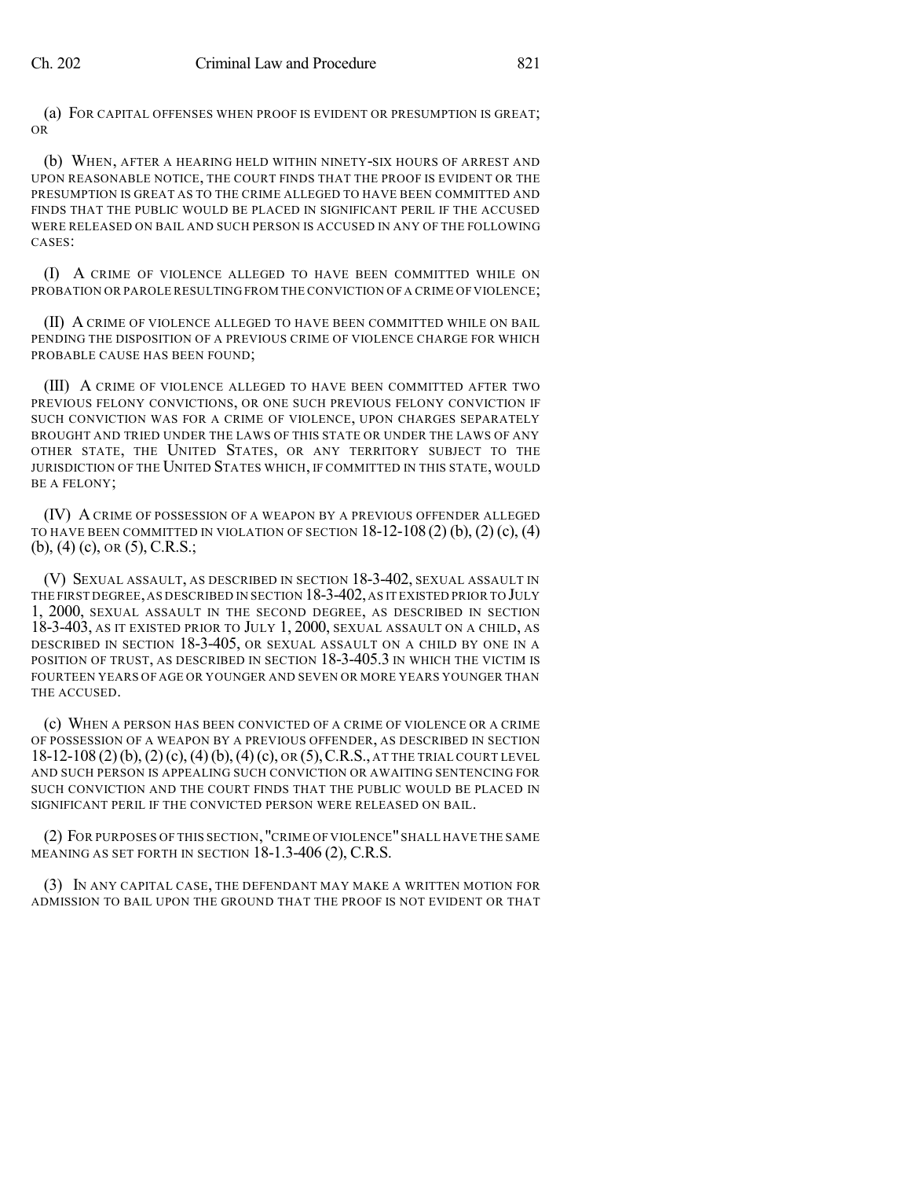(a) FOR CAPITAL OFFENSES WHEN PROOF IS EVIDENT OR PRESUMPTION IS GREAT; OR

(b) WHEN, AFTER A HEARING HELD WITHIN NINETY-SIX HOURS OF ARREST AND UPON REASONABLE NOTICE, THE COURT FINDS THAT THE PROOF IS EVIDENT OR THE PRESUMPTION IS GREAT AS TO THE CRIME ALLEGED TO HAVE BEEN COMMITTED AND FINDS THAT THE PUBLIC WOULD BE PLACED IN SIGNIFICANT PERIL IF THE ACCUSED WERE RELEASED ON BAIL AND SUCH PERSON IS ACCUSED IN ANY OF THE FOLLOWING CASES:

(I) A CRIME OF VIOLENCE ALLEGED TO HAVE BEEN COMMITTED WHILE ON PROBATION OR PAROLE RESULTING FROM THE CONVICTION OF A CRIME OF VIOLENCE;

(II) A CRIME OF VIOLENCE ALLEGED TO HAVE BEEN COMMITTED WHILE ON BAIL PENDING THE DISPOSITION OF A PREVIOUS CRIME OF VIOLENCE CHARGE FOR WHICH PROBABLE CAUSE HAS BEEN FOUND;

(III) A CRIME OF VIOLENCE ALLEGED TO HAVE BEEN COMMITTED AFTER TWO PREVIOUS FELONY CONVICTIONS, OR ONE SUCH PREVIOUS FELONY CONVICTION IF SUCH CONVICTION WAS FOR A CRIME OF VIOLENCE, UPON CHARGES SEPARATELY BROUGHT AND TRIED UNDER THE LAWS OF THIS STATE OR UNDER THE LAWS OF ANY OTHER STATE, THE UNITED STATES, OR ANY TERRITORY SUBJECT TO THE JURISDICTION OF THE UNITED STATES WHICH, IF COMMITTED IN THIS STATE, WOULD BE A FELONY;

(IV) A CRIME OF POSSESSION OF A WEAPON BY A PREVIOUS OFFENDER ALLEGED TO HAVE BEEN COMMITTED IN VIOLATION OF SECTION 18-12-108 (2) (b), (2) (c), (4) (b), (4) (c), OR (5), C.R.S.;

(V) SEXUAL ASSAULT, AS DESCRIBED IN SECTION 18-3-402, SEXUAL ASSAULT IN THE FIRST DEGREE, AS DESCRIBED IN SECTION 18-3-402, AS IT EXISTED PRIOR TO JULY 1, 2000, SEXUAL ASSAULT IN THE SECOND DEGREE, AS DESCRIBED IN SECTION 18-3-403, AS IT EXISTED PRIOR TO JULY 1, 2000, SEXUAL ASSAULT ON A CHILD, AS DESCRIBED IN SECTION 18-3-405, OR SEXUAL ASSAULT ON A CHILD BY ONE IN A POSITION OF TRUST, AS DESCRIBED IN SECTION 18-3-405.3 IN WHICH THE VICTIM IS FOURTEEN YEARS OF AGE OR YOUNGER AND SEVEN OR MORE YEARS YOUNGER THAN THE ACCUSED.

(c) WHEN A PERSON HAS BEEN CONVICTED OF A CRIME OF VIOLENCE OR A CRIME OF POSSESSION OF A WEAPON BY A PREVIOUS OFFENDER, AS DESCRIBED IN SECTION 18-12-108 (2) (b), (2) (c), (4) (b), (4) (c), OR (5), C.R.S., AT THE TRIAL COURT LEVEL AND SUCH PERSON IS APPEALING SUCH CONVICTION OR AWAITING SENTENCING FOR SUCH CONVICTION AND THE COURT FINDS THAT THE PUBLIC WOULD BE PLACED IN SIGNIFICANT PERIL IF THE CONVICTED PERSON WERE RELEASED ON BAIL.

(2) FOR PURPOSES OF THIS SECTION, "CRIME OF VIOLENCE" SHALL HAVE THE SAME MEANING AS SET FORTH IN SECTION 18-1.3-406 (2), C.R.S.

(3) IN ANY CAPITAL CASE, THE DEFENDANT MAY MAKE A WRITTEN MOTION FOR ADMISSION TO BAIL UPON THE GROUND THAT THE PROOF IS NOT EVIDENT OR THAT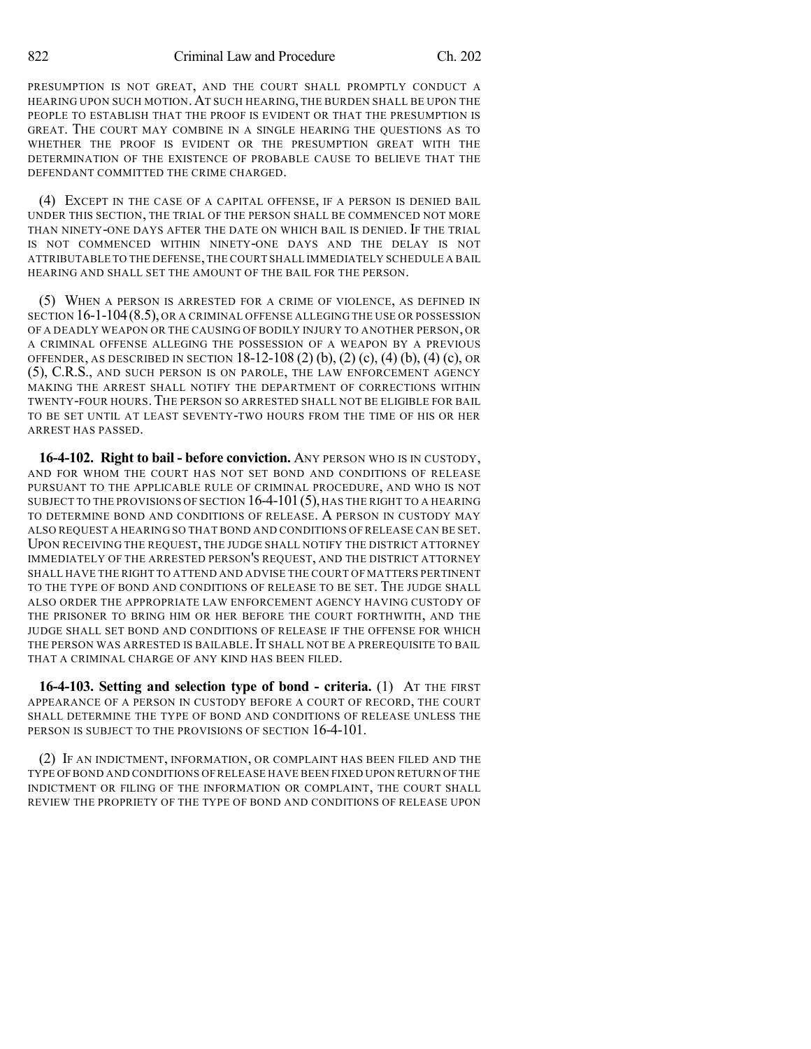PRESUMPTION IS NOT GREAT, AND THE COURT SHALL PROMPTLY CONDUCT A HEARING UPON SUCH MOTION. AT SUCH HEARING, THE BURDEN SHALL BE UPON THE PEOPLE TO ESTABLISH THAT THE PROOF IS EVIDENT OR THAT THE PRESUMPTION IS GREAT. THE COURT MAY COMBINE IN A SINGLE HEARING THE QUESTIONS AS TO WHETHER THE PROOF IS EVIDENT OR THE PRESUMPTION GREAT WITH THE DETERMINATION OF THE EXISTENCE OF PROBABLE CAUSE TO BELIEVE THAT THE DEFENDANT COMMITTED THE CRIME CHARGED.

(4) EXCEPT IN THE CASE OF A CAPITAL OFFENSE, IF A PERSON IS DENIED BAIL UNDER THIS SECTION, THE TRIAL OF THE PERSON SHALL BE COMMENCED NOT MORE THAN NINETY-ONE DAYS AFTER THE DATE ON WHICH BAIL IS DENIED. IF THE TRIAL IS NOT COMMENCED WITHIN NINETY-ONE DAYS AND THE DELAY IS NOT ATTRIBUTABLE TO THE DEFENSE, THE COURT SHALL IMMEDIATELY SCHEDULE A BAIL HEARING AND SHALL SET THE AMOUNT OF THE BAIL FOR THE PERSON.

(5) WHEN A PERSON IS ARRESTED FOR A CRIME OF VIOLENCE, AS DEFINED IN SECTION 16-1-104 (8.5), OR A CRIMINAL OFFENSE ALLEGING THE USE OR POSSESSION OF A DEADLY WEAPON OR THE CAUSING OF BODILY INJURY TO ANOTHER PERSON, OR A CRIMINAL OFFENSE ALLEGING THE POSSESSION OF A WEAPON BY A PREVIOUS OFFENDER, AS DESCRIBED IN SECTION 18-12-108 (2) (b), (2) (c), (4) (b), (4) (c), OR (5), C.R.S., AND SUCH PERSON IS ON PAROLE, THE LAW ENFORCEMENT AGENCY MAKING THE ARREST SHALL NOTIFY THE DEPARTMENT OF CORRECTIONS WITHIN TWENTY-FOUR HOURS. THE PERSON SO ARRESTED SHALL NOT BE ELIGIBLE FOR BAIL TO BE SET UNTIL AT LEAST SEVENTY-TWO HOURS FROM THE TIME OF HIS OR HER ARREST HAS PASSED.

**16-4-102. Right to bail - before conviction.** ANY PERSON WHO IS IN CUSTODY, AND FOR WHOM THE COURT HAS NOT SET BOND AND CONDITIONS OF RELEASE PURSUANT TO THE APPLICABLE RULE OF CRIMINAL PROCEDURE, AND WHO IS NOT SUBJECT TO THE PROVISIONS OF SECTION 16-4-101 (5), HAS THE RIGHT TO A HEARING TO DETERMINE BOND AND CONDITIONS OF RELEASE. A PERSON IN CUSTODY MAY ALSO REQUEST A HEARING SO THAT BOND AND CONDITIONS OF RELEASE CAN BE SET. UPON RECEIVING THE REQUEST, THE JUDGE SHALL NOTIFY THE DISTRICT ATTORNEY IMMEDIATELY OF THE ARRESTED PERSON'S REQUEST, AND THE DISTRICT ATTORNEY SHALL HAVE THE RIGHT TO ATTEND AND ADVISE THE COURT OF MATTERS PERTINENT TO THE TYPE OF BOND AND CONDITIONS OF RELEASE TO BE SET. THE JUDGE SHALL ALSO ORDER THE APPROPRIATE LAW ENFORCEMENT AGENCY HAVING CUSTODY OF THE PRISONER TO BRING HIM OR HER BEFORE THE COURT FORTHWITH, AND THE JUDGE SHALL SET BOND AND CONDITIONS OF RELEASE IF THE OFFENSE FOR WHICH THE PERSON WAS ARRESTED IS BAILABLE. IT SHALL NOT BE A PREREQUISITE TO BAIL THAT A CRIMINAL CHARGE OF ANY KIND HAS BEEN FILED.

**16-4-103. Setting and selection type of bond - criteria.** (1) AT THE FIRST APPEARANCE OF A PERSON IN CUSTODY BEFORE A COURT OF RECORD, THE COURT SHALL DETERMINE THE TYPE OF BOND AND CONDITIONS OF RELEASE UNLESS THE PERSON IS SUBJECT TO THE PROVISIONS OF SECTION 16-4-101.

(2) IF AN INDICTMENT, INFORMATION, OR COMPLAINT HAS BEEN FILED AND THE TYPE OF BOND AND CONDITIONS OF RELEASE HAVE BEEN FIXED UPON RETURN OF THE INDICTMENT OR FILING OF THE INFORMATION OR COMPLAINT, THE COURT SHALL REVIEW THE PROPRIETY OF THE TYPE OF BOND AND CONDITIONS OF RELEASE UPON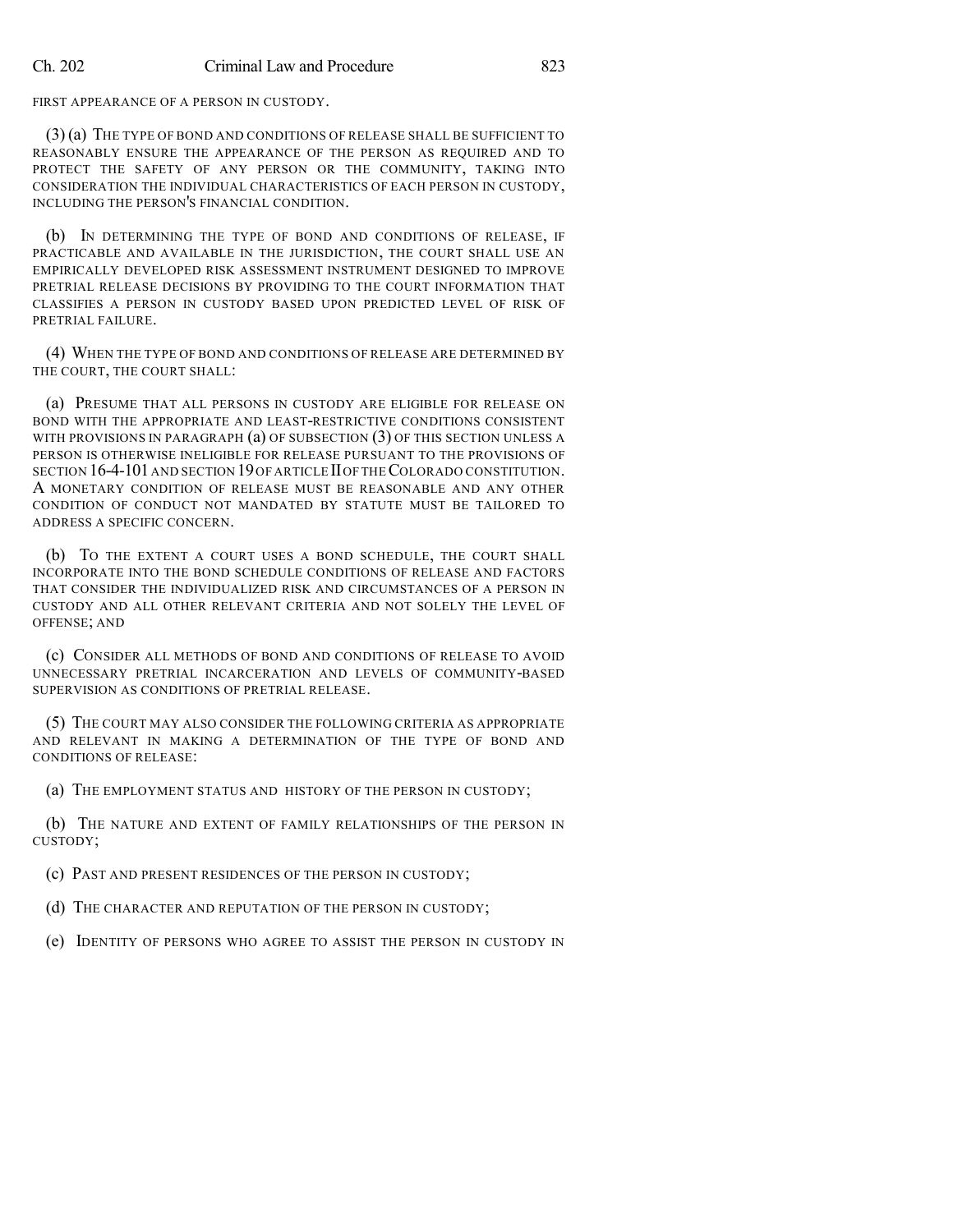FIRST APPEARANCE OF A PERSON IN CUSTODY.

(3) (a) THE TYPE OF BOND AND CONDITIONS OF RELEASE SHALL BE SUFFICIENT TO REASONABLY ENSURE THE APPEARANCE OF THE PERSON AS REQUIRED AND TO PROTECT THE SAFETY OF ANY PERSON OR THE COMMUNITY, TAKING INTO CONSIDERATION THE INDIVIDUAL CHARACTERISTICS OF EACH PERSON IN CUSTODY, INCLUDING THE PERSON'S FINANCIAL CONDITION.

(b) IN DETERMINING THE TYPE OF BOND AND CONDITIONS OF RELEASE, IF PRACTICABLE AND AVAILABLE IN THE JURISDICTION, THE COURT SHALL USE AN EMPIRICALLY DEVELOPED RISK ASSESSMENT INSTRUMENT DESIGNED TO IMPROVE PRETRIAL RELEASE DECISIONS BY PROVIDING TO THE COURT INFORMATION THAT CLASSIFIES A PERSON IN CUSTODY BASED UPON PREDICTED LEVEL OF RISK OF PRETRIAL FAILURE.

(4) WHEN THE TYPE OF BOND AND CONDITIONS OF RELEASE ARE DETERMINED BY THE COURT, THE COURT SHALL:

(a) PRESUME THAT ALL PERSONS IN CUSTODY ARE ELIGIBLE FOR RELEASE ON BOND WITH THE APPROPRIATE AND LEAST-RESTRICTIVE CONDITIONS CONSISTENT WITH PROVISIONS IN PARAGRAPH (a) OF SUBSECTION (3) OF THIS SECTION UNLESS A PERSON IS OTHERWISE INELIGIBLE FOR RELEASE PURSUANT TO THE PROVISIONS OF SECTION 16-4-101 AND SECTION 19 OF ARTICLE II OF THE COLORADO CONSTITUTION. A MONETARY CONDITION OF RELEASE MUST BE REASONABLE AND ANY OTHER CONDITION OF CONDUCT NOT MANDATED BY STATUTE MUST BE TAILORED TO ADDRESS A SPECIFIC CONCERN.

(b) TO THE EXTENT A COURT USES A BOND SCHEDULE, THE COURT SHALL INCORPORATE INTO THE BOND SCHEDULE CONDITIONS OF RELEASE AND FACTORS THAT CONSIDER THE INDIVIDUALIZED RISK AND CIRCUMSTANCES OF A PERSON IN CUSTODY AND ALL OTHER RELEVANT CRITERIA AND NOT SOLELY THE LEVEL OF OFFENSE; AND

(c) CONSIDER ALL METHODS OF BOND AND CONDITIONS OF RELEASE TO AVOID UNNECESSARY PRETRIAL INCARCERATION AND LEVELS OF COMMUNITY-BASED SUPERVISION AS CONDITIONS OF PRETRIAL RELEASE.

(5) THE COURT MAY ALSO CONSIDER THE FOLLOWING CRITERIA AS APPROPRIATE AND RELEVANT IN MAKING A DETERMINATION OF THE TYPE OF BOND AND CONDITIONS OF RELEASE:

(a) THE EMPLOYMENT STATUS AND HISTORY OF THE PERSON IN CUSTODY;

(b) THE NATURE AND EXTENT OF FAMILY RELATIONSHIPS OF THE PERSON IN CUSTODY;

(c) PAST AND PRESENT RESIDENCES OF THE PERSON IN CUSTODY;

(d) THE CHARACTER AND REPUTATION OF THE PERSON IN CUSTODY;

(e) IDENTITY OF PERSONS WHO AGREE TO ASSIST THE PERSON IN CUSTODY IN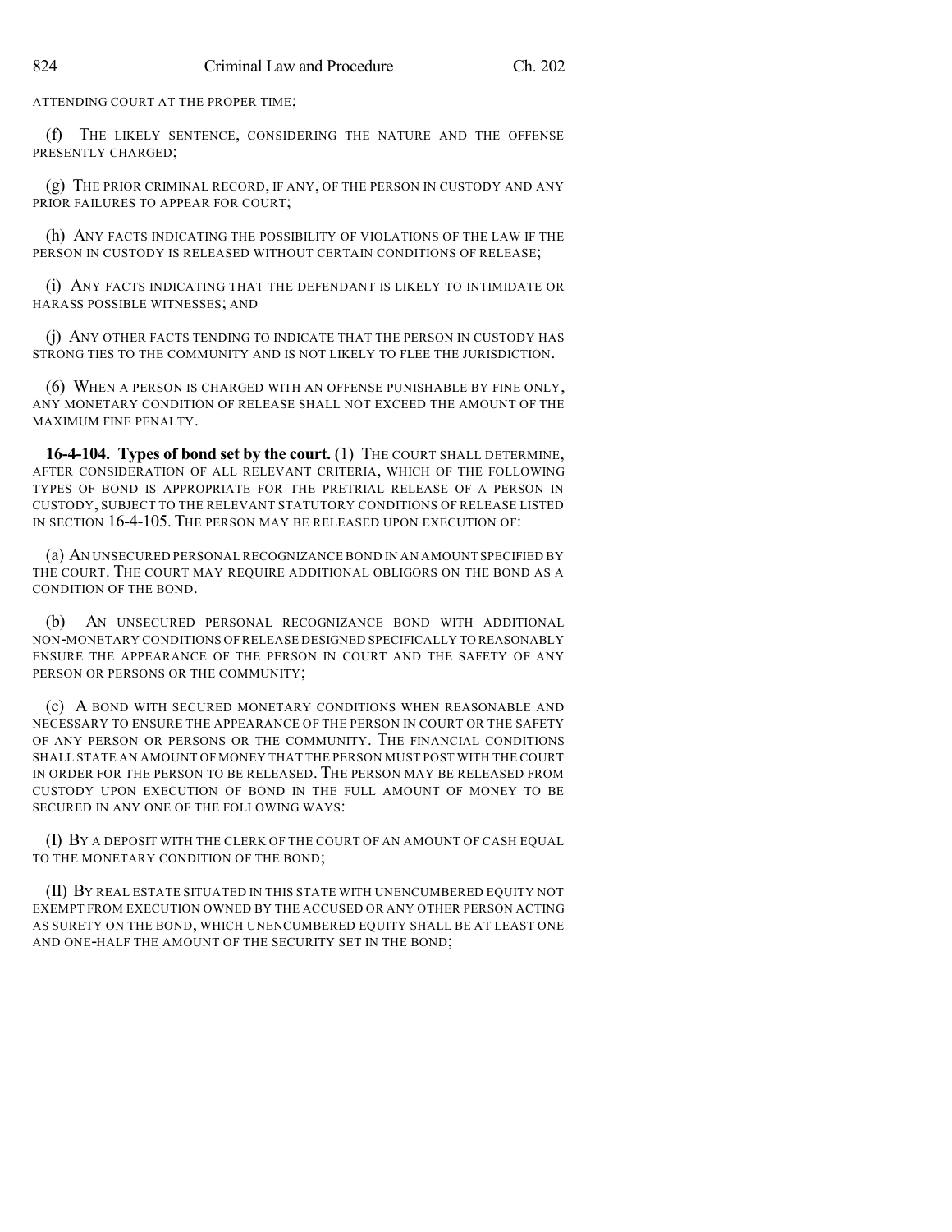ATTENDING COURT AT THE PROPER TIME;

(f) THE LIKELY SENTENCE, CONSIDERING THE NATURE AND THE OFFENSE PRESENTLY CHARGED;

(g) THE PRIOR CRIMINAL RECORD, IF ANY, OF THE PERSON IN CUSTODY AND ANY PRIOR FAILURES TO APPEAR FOR COURT;

(h) ANY FACTS INDICATING THE POSSIBILITY OF VIOLATIONS OF THE LAW IF THE PERSON IN CUSTODY IS RELEASED WITHOUT CERTAIN CONDITIONS OF RELEASE;

(i) ANY FACTS INDICATING THAT THE DEFENDANT IS LIKELY TO INTIMIDATE OR HARASS POSSIBLE WITNESSES; AND

(j) ANY OTHER FACTS TENDING TO INDICATE THAT THE PERSON IN CUSTODY HAS STRONG TIES TO THE COMMUNITY AND IS NOT LIKELY TO FLEE THE JURISDICTION.

(6) WHEN A PERSON IS CHARGED WITH AN OFFENSE PUNISHABLE BY FINE ONLY, ANY MONETARY CONDITION OF RELEASE SHALL NOT EXCEED THE AMOUNT OF THE MAXIMUM FINE PENALTY.

**16-4-104. Types of bond set by the court.** (1) THE COURT SHALL DETERMINE, AFTER CONSIDERATION OF ALL RELEVANT CRITERIA, WHICH OF THE FOLLOWING TYPES OF BOND IS APPROPRIATE FOR THE PRETRIAL RELEASE OF A PERSON IN CUSTODY, SUBJECT TO THE RELEVANT STATUTORY CONDITIONS OF RELEASE LISTED IN SECTION 16-4-105. THE PERSON MAY BE RELEASED UPON EXECUTION OF:

(a) AN UNSECURED PERSONAL RECOGNIZANCE BOND IN AN AMOUNT SPECIFIED BY THE COURT. THE COURT MAY REQUIRE ADDITIONAL OBLIGORS ON THE BOND AS A CONDITION OF THE BOND.

(b) AN UNSECURED PERSONAL RECOGNIZANCE BOND WITH ADDITIONAL NON-MONETARY CONDITIONS OF RELEASE DESIGNED SPECIFICALLY TO REASONABLY ENSURE THE APPEARANCE OF THE PERSON IN COURT AND THE SAFETY OF ANY PERSON OR PERSONS OR THE COMMUNITY;

(c) A BOND WITH SECURED MONETARY CONDITIONS WHEN REASONABLE AND NECESSARY TO ENSURE THE APPEARANCE OF THE PERSON IN COURT OR THE SAFETY OF ANY PERSON OR PERSONS OR THE COMMUNITY. THE FINANCIAL CONDITIONS SHALL STATE AN AMOUNT OF MONEY THAT THE PERSON MUST POST WITH THE COURT IN ORDER FOR THE PERSON TO BE RELEASED. THE PERSON MAY BE RELEASED FROM CUSTODY UPON EXECUTION OF BOND IN THE FULL AMOUNT OF MONEY TO BE SECURED IN ANY ONE OF THE FOLLOWING WAYS:

(I) BY A DEPOSIT WITH THE CLERK OF THE COURT OF AN AMOUNT OF CASH EQUAL TO THE MONETARY CONDITION OF THE BOND;

(II) BY REAL ESTATE SITUATED IN THIS STATE WITH UNENCUMBERED EQUITY NOT EXEMPT FROM EXECUTION OWNED BY THE ACCUSED OR ANY OTHER PERSON ACTING AS SURETY ON THE BOND, WHICH UNENCUMBERED EQUITY SHALL BE AT LEAST ONE AND ONE-HALF THE AMOUNT OF THE SECURITY SET IN THE BOND;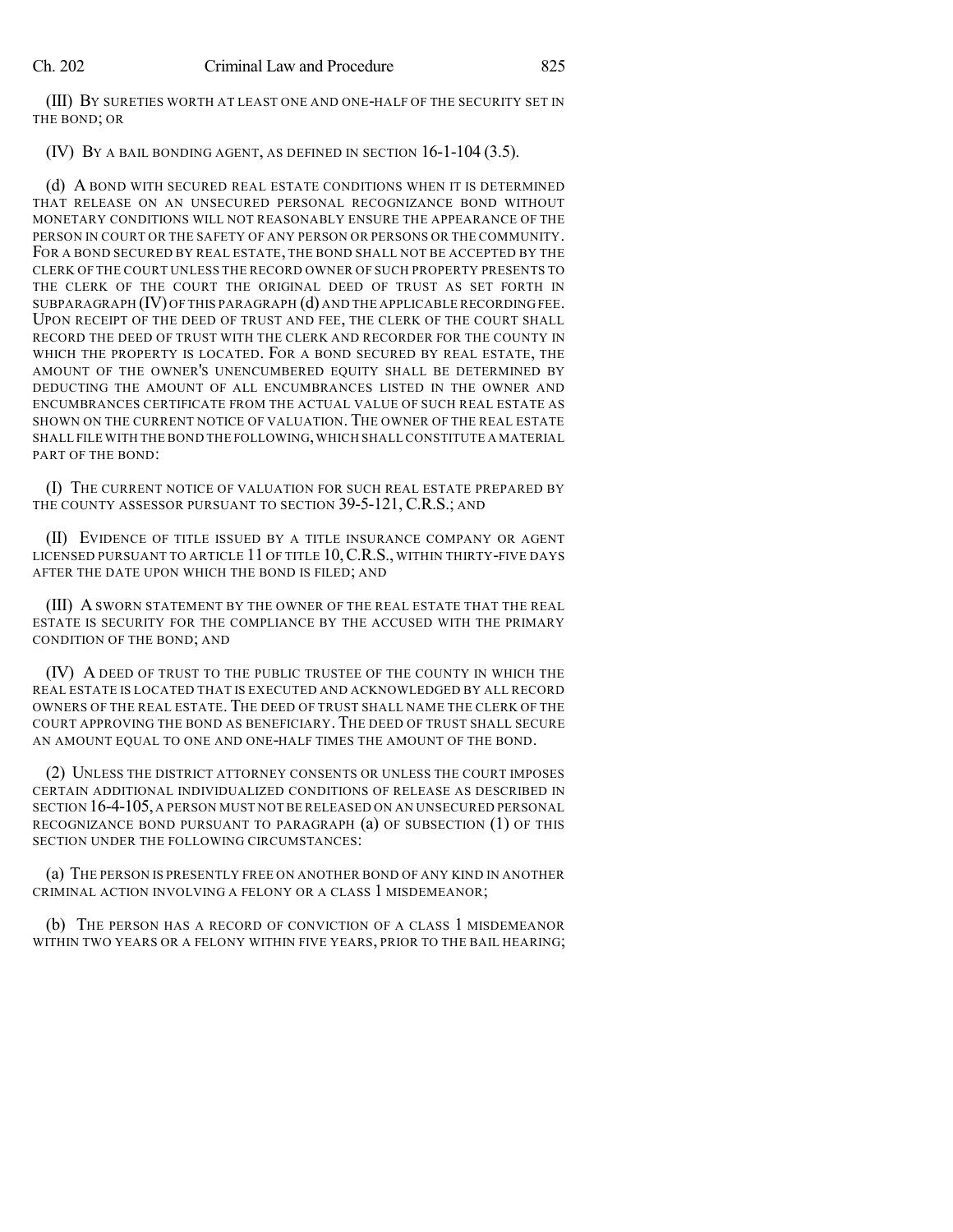(III) BY SURETIES WORTH AT LEAST ONE AND ONE-HALF OF THE SECURITY SET IN THE BOND; OR

(IV) BY A BAIL BONDING AGENT, AS DEFINED IN SECTION 16-1-104 (3.5).

(d) A BOND WITH SECURED REAL ESTATE CONDITIONS WHEN IT IS DETERMINED THAT RELEASE ON AN UNSECURED PERSONAL RECOGNIZANCE BOND WITHOUT MONETARY CONDITIONS WILL NOT REASONABLY ENSURE THE APPEARANCE OF THE PERSON IN COURT OR THE SAFETY OF ANY PERSON OR PERSONS OR THE COMMUNITY. FOR A BOND SECURED BY REAL ESTATE, THE BOND SHALL NOT BE ACCEPTED BY THE CLERK OF THE COURT UNLESS THE RECORD OWNER OF SUCH PROPERTY PRESENTS TO THE CLERK OF THE COURT THE ORIGINAL DEED OF TRUST AS SET FORTH IN SUBPARAGRAPH (IV) OF THIS PARAGRAPH (d) AND THE APPLICABLE RECORDING FEE. UPON RECEIPT OF THE DEED OF TRUST AND FEE, THE CLERK OF THE COURT SHALL RECORD THE DEED OF TRUST WITH THE CLERK AND RECORDER FOR THE COUNTY IN WHICH THE PROPERTY IS LOCATED. FOR A BOND SECURED BY REAL ESTATE, THE AMOUNT OF THE OWNER'S UNENCUMBERED EQUITY SHALL BE DETERMINED BY DEDUCTING THE AMOUNT OF ALL ENCUMBRANCES LISTED IN THE OWNER AND ENCUMBRANCES CERTIFICATE FROM THE ACTUAL VALUE OF SUCH REAL ESTATE AS SHOWN ON THE CURRENT NOTICE OF VALUATION. THE OWNER OF THE REAL ESTATE SHALL FILE WITH THE BOND THE FOLLOWING, WHICH SHALL CONSTITUTE A MATERIAL PART OF THE BOND:

(I) THE CURRENT NOTICE OF VALUATION FOR SUCH REAL ESTATE PREPARED BY THE COUNTY ASSESSOR PURSUANT TO SECTION 39-5-121, C.R.S.; AND

(II) EVIDENCE OF TITLE ISSUED BY A TITLE INSURANCE COMPANY OR AGENT LICENSED PURSUANT TO ARTICLE 11 OF TITLE 10, C.R.S., WITHIN THIRTY-FIVE DAYS AFTER THE DATE UPON WHICH THE BOND IS FILED; AND

(III) A SWORN STATEMENT BY THE OWNER OF THE REAL ESTATE THAT THE REAL ESTATE IS SECURITY FOR THE COMPLIANCE BY THE ACCUSED WITH THE PRIMARY CONDITION OF THE BOND; AND

(IV) A DEED OF TRUST TO THE PUBLIC TRUSTEE OF THE COUNTY IN WHICH THE REAL ESTATE IS LOCATED THAT IS EXECUTED AND ACKNOWLEDGED BY ALL RECORD OWNERS OF THE REAL ESTATE. THE DEED OF TRUST SHALL NAME THE CLERK OF THE COURT APPROVING THE BOND AS BENEFICIARY. THE DEED OF TRUST SHALL SECURE AN AMOUNT EQUAL TO ONE AND ONE-HALF TIMES THE AMOUNT OF THE BOND.

(2) UNLESS THE DISTRICT ATTORNEY CONSENTS OR UNLESS THE COURT IMPOSES CERTAIN ADDITIONAL INDIVIDUALIZED CONDITIONS OF RELEASE AS DESCRIBED IN SECTION 16-4-105, A PERSON MUST NOT BE RELEASED ON AN UNSECURED PERSONAL RECOGNIZANCE BOND PURSUANT TO PARAGRAPH (a) OF SUBSECTION (1) OF THIS SECTION UNDER THE FOLLOWING CIRCUMSTANCES:

(a) THE PERSON IS PRESENTLY FREE ON ANOTHER BOND OF ANY KIND IN ANOTHER CRIMINAL ACTION INVOLVING A FELONY OR A CLASS 1 MISDEMEANOR;

(b) THE PERSON HAS A RECORD OF CONVICTION OF A CLASS 1 MISDEMEANOR WITHIN TWO YEARS OR A FELONY WITHIN FIVE YEARS, PRIOR TO THE BAIL HEARING;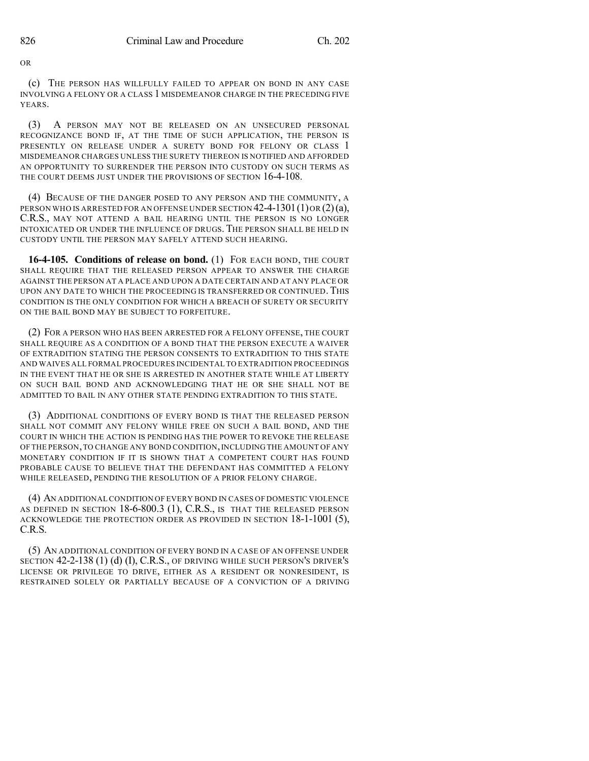OR

(c) THE PERSON HAS WILLFULLY FAILED TO APPEAR ON BOND IN ANY CASE INVOLVING A FELONY OR A CLASS 1 MISDEMEANOR CHARGE IN THE PRECEDING FIVE YEARS.

(3) A PERSON MAY NOT BE RELEASED ON AN UNSECURED PERSONAL RECOGNIZANCE BOND IF, AT THE TIME OF SUCH APPLICATION, THE PERSON IS PRESENTLY ON RELEASE UNDER A SURETY BOND FOR FELONY OR CLASS 1 MISDEMEANOR CHARGES UNLESS THE SURETY THEREON IS NOTIFIED AND AFFORDED AN OPPORTUNITY TO SURRENDER THE PERSON INTO CUSTODY ON SUCH TERMS AS THE COURT DEEMS JUST UNDER THE PROVISIONS OF SECTION 16-4-108.

(4) BECAUSE OF THE DANGER POSED TO ANY PERSON AND THE COMMUNITY, A PERSON WHO IS ARRESTED FOR AN OFFENSE UNDER SECTION 42-4-1301 (1) OR (2) (a), C.R.S., MAY NOT ATTEND A BAIL HEARING UNTIL THE PERSON IS NO LONGER INTOXICATED OR UNDER THE INFLUENCE OF DRUGS. THE PERSON SHALL BE HELD IN CUSTODY UNTIL THE PERSON MAY SAFELY ATTEND SUCH HEARING.

**16-4-105. Conditions of release on bond.** (1) FOR EACH BOND, THE COURT SHALL REQUIRE THAT THE RELEASED PERSON APPEAR TO ANSWER THE CHARGE AGAINST THE PERSON AT A PLACE AND UPON A DATE CERTAIN AND AT ANY PLACE OR UPON ANY DATE TO WHICH THE PROCEEDING IS TRANSFERRED OR CONTINUED. THIS CONDITION IS THE ONLY CONDITION FOR WHICH A BREACH OF SURETY OR SECURITY ON THE BAIL BOND MAY BE SUBJECT TO FORFEITURE.

(2) FOR A PERSON WHO HAS BEEN ARRESTED FOR A FELONY OFFENSE, THE COURT SHALL REQUIRE AS A CONDITION OF A BOND THAT THE PERSON EXECUTE A WAIVER OF EXTRADITION STATING THE PERSON CONSENTS TO EXTRADITION TO THIS STATE AND WAIVES ALL FORMAL PROCEDURES INCIDENTAL TO EXTRADITION PROCEEDINGS IN THE EVENT THAT HE OR SHE IS ARRESTED IN ANOTHER STATE WHILE AT LIBERTY ON SUCH BAIL BOND AND ACKNOWLEDGING THAT HE OR SHE SHALL NOT BE ADMITTED TO BAIL IN ANY OTHER STATE PENDING EXTRADITION TO THIS STATE.

(3) ADDITIONAL CONDITIONS OF EVERY BOND IS THAT THE RELEASED PERSON SHALL NOT COMMIT ANY FELONY WHILE FREE ON SUCH A BAIL BOND, AND THE COURT IN WHICH THE ACTION IS PENDING HAS THE POWER TO REVOKE THE RELEASE OF THE PERSON, TO CHANGE ANY BOND CONDITION, INCLUDING THE AMOUNT OF ANY MONETARY CONDITION IF IT IS SHOWN THAT A COMPETENT COURT HAS FOUND PROBABLE CAUSE TO BELIEVE THAT THE DEFENDANT HAS COMMITTED A FELONY WHILE RELEASED, PENDING THE RESOLUTION OF A PRIOR FELONY CHARGE.

(4) AN ADDITIONAL CONDITION OF EVERY BOND IN CASES OF DOMESTIC VIOLENCE AS DEFINED IN SECTION 18-6-800.3 (1), C.R.S., IS THAT THE RELEASED PERSON ACKNOWLEDGE THE PROTECTION ORDER AS PROVIDED IN SECTION 18-1-1001 (5), C.R.S.

(5) AN ADDITIONAL CONDITION OF EVERY BOND IN A CASE OF AN OFFENSE UNDER SECTION 42-2-138 (1) (d) (I), C.R.S., OF DRIVING WHILE SUCH PERSON'S DRIVER'S LICENSE OR PRIVILEGE TO DRIVE, EITHER AS A RESIDENT OR NONRESIDENT, IS RESTRAINED SOLELY OR PARTIALLY BECAUSE OF A CONVICTION OF A DRIVING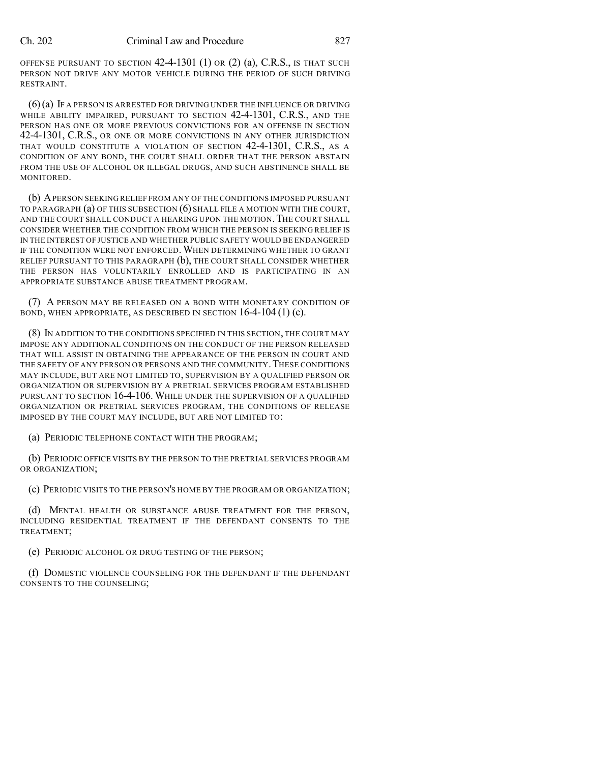OFFENSE PURSUANT TO SECTION 42-4-1301 (1) OR (2) (a), C.R.S., IS THAT SUCH PERSON NOT DRIVE ANY MOTOR VEHICLE DURING THE PERIOD OF SUCH DRIVING RESTRAINT.

(6) (a) IF A PERSON IS ARRESTED FOR DRIVING UNDER THE INFLUENCE OR DRIVING WHILE ABILITY IMPAIRED, PURSUANT TO SECTION 42-4-1301, C.R.S., AND THE PERSON HAS ONE OR MORE PREVIOUS CONVICTIONS FOR AN OFFENSE IN SECTION 42-4-1301, C.R.S., OR ONE OR MORE CONVICTIONS IN ANY OTHER JURISDICTION THAT WOULD CONSTITUTE A VIOLATION OF SECTION 42-4-1301, C.R.S., AS A CONDITION OF ANY BOND, THE COURT SHALL ORDER THAT THE PERSON ABSTAIN FROM THE USE OF ALCOHOL OR ILLEGAL DRUGS, AND SUCH ABSTINENCE SHALL BE MONITORED.

(b) A PERSON SEEKING RELIEF FROM ANY OF THE CONDITIONS IMPOSED PURSUANT TO PARAGRAPH (a) OF THIS SUBSECTION (6) SHALL FILE A MOTION WITH THE COURT, AND THE COURT SHALL CONDUCT A HEARING UPON THE MOTION. THE COURT SHALL CONSIDER WHETHER THE CONDITION FROM WHICH THE PERSON IS SEEKING RELIEF IS IN THE INTEREST OF JUSTICE AND WHETHER PUBLIC SAFETY WOULD BE ENDANGERED IF THE CONDITION WERE NOT ENFORCED. WHEN DETERMINING WHETHER TO GRANT RELIEF PURSUANT TO THIS PARAGRAPH (b), THE COURT SHALL CONSIDER WHETHER THE PERSON HAS VOLUNTARILY ENROLLED AND IS PARTICIPATING IN AN APPROPRIATE SUBSTANCE ABUSE TREATMENT PROGRAM.

(7) A PERSON MAY BE RELEASED ON A BOND WITH MONETARY CONDITION OF BOND, WHEN APPROPRIATE, AS DESCRIBED IN SECTION 16-4-104 (1) (c).

(8) IN ADDITION TO THE CONDITIONS SPECIFIED IN THIS SECTION, THE COURT MAY IMPOSE ANY ADDITIONAL CONDITIONS ON THE CONDUCT OF THE PERSON RELEASED THAT WILL ASSIST IN OBTAINING THE APPEARANCE OF THE PERSON IN COURT AND THE SAFETY OF ANY PERSON OR PERSONS AND THE COMMUNITY. THESE CONDITIONS MAY INCLUDE, BUT ARE NOT LIMITED TO, SUPERVISION BY A QUALIFIED PERSON OR ORGANIZATION OR SUPERVISION BY A PRETRIAL SERVICES PROGRAM ESTABLISHED PURSUANT TO SECTION 16-4-106. WHILE UNDER THE SUPERVISION OF A QUALIFIED ORGANIZATION OR PRETRIAL SERVICES PROGRAM, THE CONDITIONS OF RELEASE IMPOSED BY THE COURT MAY INCLUDE, BUT ARE NOT LIMITED TO:

(a) PERIODIC TELEPHONE CONTACT WITH THE PROGRAM;

(b) PERIODIC OFFICE VISITS BY THE PERSON TO THE PRETRIAL SERVICES PROGRAM OR ORGANIZATION;

(c) PERIODIC VISITS TO THE PERSON'S HOME BY THE PROGRAM OR ORGANIZATION;

(d) MENTAL HEALTH OR SUBSTANCE ABUSE TREATMENT FOR THE PERSON, INCLUDING RESIDENTIAL TREATMENT IF THE DEFENDANT CONSENTS TO THE TREATMENT;

(e) PERIODIC ALCOHOL OR DRUG TESTING OF THE PERSON;

(f) DOMESTIC VIOLENCE COUNSELING FOR THE DEFENDANT IF THE DEFENDANT CONSENTS TO THE COUNSELING;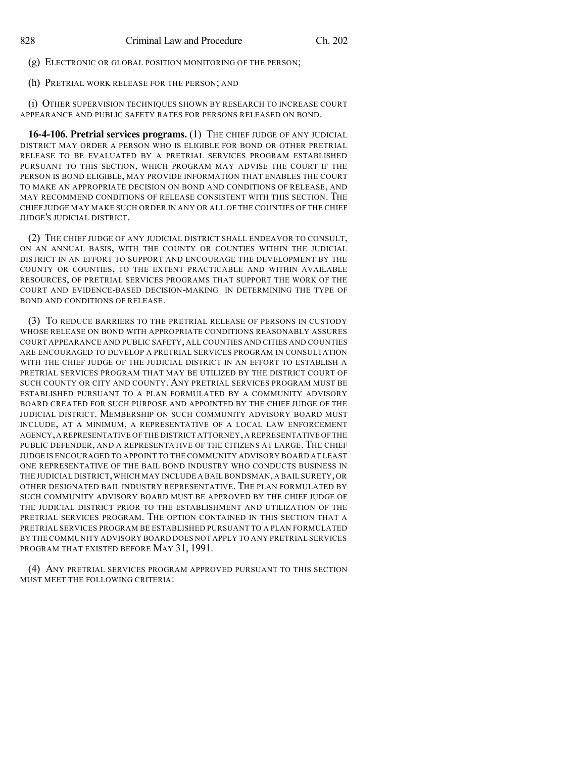(g) ELECTRONIC OR GLOBAL POSITION MONITORING OF THE PERSON;

(h) PRETRIAL WORK RELEASE FOR THE PERSON; AND

(i) OTHER SUPERVISION TECHNIQUES SHOWN BY RESEARCH TO INCREASE COURT APPEARANCE AND PUBLIC SAFETY RATES FOR PERSONS RELEASED ON BOND.

**16-4-106. Pretrial services programs.** (1) THE CHIEF JUDGE OF ANY JUDICIAL DISTRICT MAY ORDER A PERSON WHO IS ELIGIBLE FOR BOND OR OTHER PRETRIAL RELEASE TO BE EVALUATED BY A PRETRIAL SERVICES PROGRAM ESTABLISHED PURSUANT TO THIS SECTION, WHICH PROGRAM MAY ADVISE THE COURT IF THE PERSON IS BOND ELIGIBLE, MAY PROVIDE INFORMATION THAT ENABLES THE COURT TO MAKE AN APPROPRIATE DECISION ON BOND AND CONDITIONS OF RELEASE, AND MAY RECOMMEND CONDITIONS OF RELEASE CONSISTENT WITH THIS SECTION. THE CHIEF JUDGE MAY MAKE SUCH ORDER IN ANY OR ALL OF THE COUNTIES OF THE CHIEF JUDGE'S JUDICIAL DISTRICT.

(2) THE CHIEF JUDGE OF ANY JUDICIAL DISTRICT SHALL ENDEAVOR TO CONSULT, ON AN ANNUAL BASIS, WITH THE COUNTY OR COUNTIES WITHIN THE JUDICIAL DISTRICT IN AN EFFORT TO SUPPORT AND ENCOURAGE THE DEVELOPMENT BY THE COUNTY OR COUNTIES, TO THE EXTENT PRACTICABLE AND WITHIN AVAILABLE RESOURCES, OF PRETRIAL SERVICES PROGRAMS THAT SUPPORT THE WORK OF THE COURT AND EVIDENCE-BASED DECISION-MAKING IN DETERMINING THE TYPE OF BOND AND CONDITIONS OF RELEASE.

(3) TO REDUCE BARRIERS TO THE PRETRIAL RELEASE OF PERSONS IN CUSTODY WHOSE RELEASE ON BOND WITH APPROPRIATE CONDITIONS REASONABLY ASSURES COURT APPEARANCE AND PUBLIC SAFETY, ALL COUNTIES AND CITIES AND COUNTIES ARE ENCOURAGED TO DEVELOP A PRETRIAL SERVICES PROGRAM IN CONSULTATION WITH THE CHIEF JUDGE OF THE JUDICIAL DISTRICT IN AN EFFORT TO ESTABLISH A PRETRIAL SERVICES PROGRAM THAT MAY BE UTILIZED BY THE DISTRICT COURT OF SUCH COUNTY OR CITY AND COUNTY. ANY PRETRIAL SERVICES PROGRAM MUST BE ESTABLISHED PURSUANT TO A PLAN FORMULATED BY A COMMUNITY ADVISORY BOARD CREATED FOR SUCH PURPOSE AND APPOINTED BY THE CHIEF JUDGE OF THE JUDICIAL DISTRICT. MEMBERSHIP ON SUCH COMMUNITY ADVISORY BOARD MUST INCLUDE, AT A MINIMUM, A REPRESENTATIVE OF A LOCAL LAW ENFORCEMENT AGENCY, A REPRESENTATIVE OF THE DISTRICT ATTORNEY, A REPRESENTATIVE OF THE PUBLIC DEFENDER, AND A REPRESENTATIVE OF THE CITIZENS AT LARGE. THE CHIEF JUDGE IS ENCOURAGED TO APPOINT TO THE COMMUNITY ADVISORY BOARD AT LEAST ONE REPRESENTATIVE OF THE BAIL BOND INDUSTRY WHO CONDUCTS BUSINESS IN THE JUDICIAL DISTRICT, WHICH MAY INCLUDE A BAIL BONDSMAN, A BAIL SURETY, OR OTHER DESIGNATED BAIL INDUSTRY REPRESENTATIVE. THE PLAN FORMULATED BY SUCH COMMUNITY ADVISORY BOARD MUST BE APPROVED BY THE CHIEF JUDGE OF THE JUDICIAL DISTRICT PRIOR TO THE ESTABLISHMENT AND UTILIZATION OF THE PRETRIAL SERVICES PROGRAM. THE OPTION CONTAINED IN THIS SECTION THAT A PRETRIAL SERVICES PROGRAM BE ESTABLISHED PURSUANT TO A PLAN FORMULATED BY THE COMMUNITY ADVISORY BOARD DOES NOT APPLY TO ANY PRETRIAL SERVICES PROGRAM THAT EXISTED BEFORE MAY 31, 1991.

(4) ANY PRETRIAL SERVICES PROGRAM APPROVED PURSUANT TO THIS SECTION MUST MEET THE FOLLOWING CRITERIA: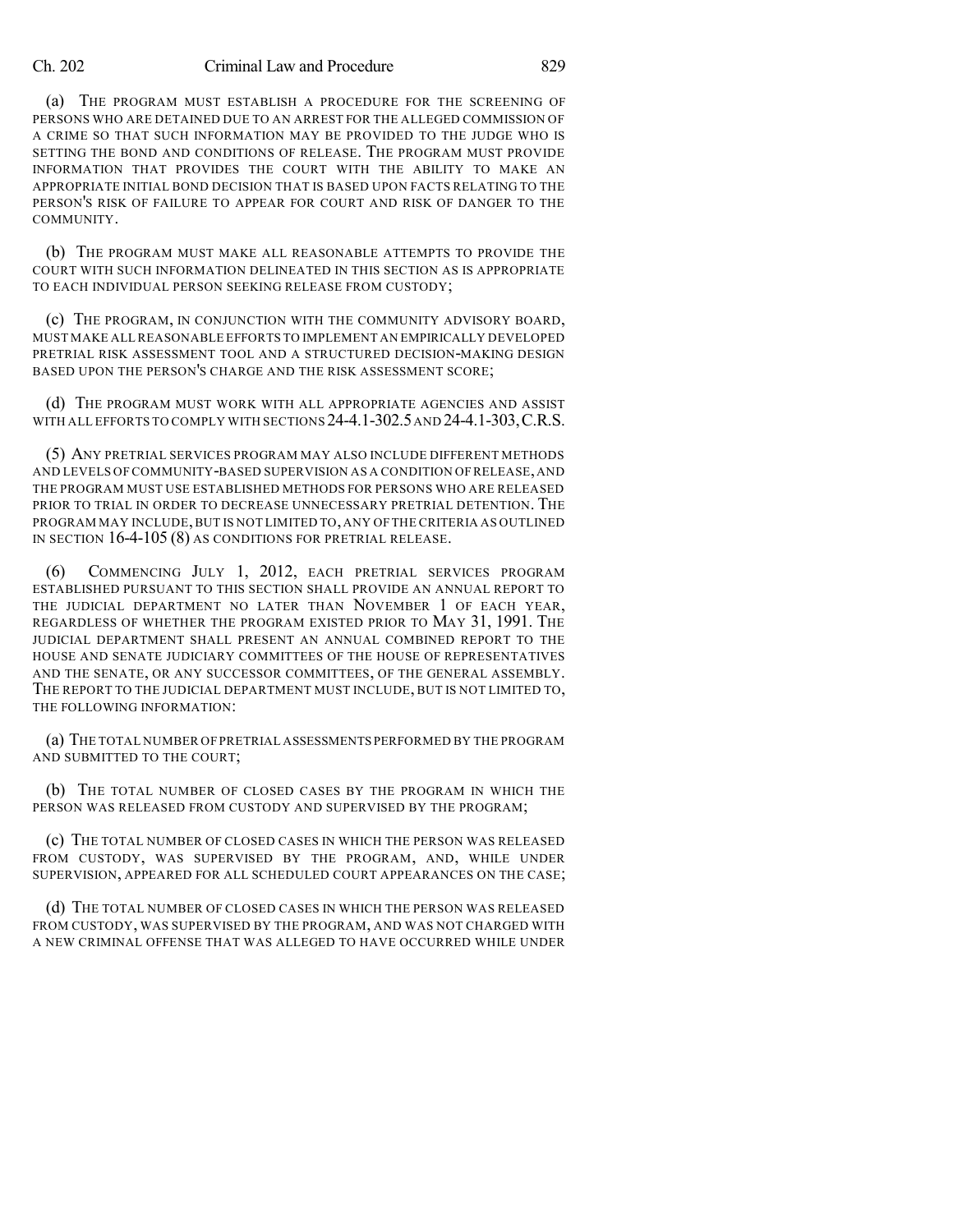(a) THE PROGRAM MUST ESTABLISH A PROCEDURE FOR THE SCREENING OF PERSONS WHO ARE DETAINED DUE TO AN ARREST FOR THE ALLEGED COMMISSION OF A CRIME SO THAT SUCH INFORMATION MAY BE PROVIDED TO THE JUDGE WHO IS SETTING THE BOND AND CONDITIONS OF RELEASE. THE PROGRAM MUST PROVIDE INFORMATION THAT PROVIDES THE COURT WITH THE ABILITY TO MAKE AN APPROPRIATE INITIAL BOND DECISION THAT IS BASED UPON FACTS RELATING TO THE PERSON'S RISK OF FAILURE TO APPEAR FOR COURT AND RISK OF DANGER TO THE COMMUNITY.

(b) THE PROGRAM MUST MAKE ALL REASONABLE ATTEMPTS TO PROVIDE THE COURT WITH SUCH INFORMATION DELINEATED IN THIS SECTION AS IS APPROPRIATE TO EACH INDIVIDUAL PERSON SEEKING RELEASE FROM CUSTODY;

(c) THE PROGRAM, IN CONJUNCTION WITH THE COMMUNITY ADVISORY BOARD, MUST MAKE ALL REASONABLE EFFORTS TO IMPLEMENT AN EMPIRICALLY DEVELOPED PRETRIAL RISK ASSESSMENT TOOL AND A STRUCTURED DECISION-MAKING DESIGN BASED UPON THE PERSON'S CHARGE AND THE RISK ASSESSMENT SCORE;

(d) THE PROGRAM MUST WORK WITH ALL APPROPRIATE AGENCIES AND ASSIST WITH ALL EFFORTS TO COMPLY WITH SECTIONS 24-4.1-302.5 AND 24-4.1-303, C.R.S.

(5) ANY PRETRIAL SERVICES PROGRAM MAY ALSO INCLUDE DIFFERENT METHODS AND LEVELS OF COMMUNITY-BASED SUPERVISION AS A CONDITION OF RELEASE, AND THE PROGRAM MUST USE ESTABLISHED METHODS FOR PERSONS WHO ARE RELEASED PRIOR TO TRIAL IN ORDER TO DECREASE UNNECESSARY PRETRIAL DETENTION. THE PROGRAM MAY INCLUDE, BUT IS NOT LIMITED TO, ANY OF THE CRITERIA AS OUTLINED IN SECTION 16-4-105 (8) AS CONDITIONS FOR PRETRIAL RELEASE.

(6) COMMENCING JULY 1, 2012, EACH PRETRIAL SERVICES PROGRAM ESTABLISHED PURSUANT TO THIS SECTION SHALL PROVIDE AN ANNUAL REPORT TO THE JUDICIAL DEPARTMENT NO LATER THAN NOVEMBER 1 OF EACH YEAR, REGARDLESS OF WHETHER THE PROGRAM EXISTED PRIOR TO MAY 31, 1991. THE JUDICIAL DEPARTMENT SHALL PRESENT AN ANNUAL COMBINED REPORT TO THE HOUSE AND SENATE JUDICIARY COMMITTEES OF THE HOUSE OF REPRESENTATIVES AND THE SENATE, OR ANY SUCCESSOR COMMITTEES, OF THE GENERAL ASSEMBLY. THE REPORT TO THE JUDICIAL DEPARTMENT MUST INCLUDE, BUT IS NOT LIMITED TO, THE FOLLOWING INFORMATION:

(a) THE TOTAL NUMBER OF PRETRIAL ASSESSMENTS PERFORMED BY THE PROGRAM AND SUBMITTED TO THE COURT;

(b) THE TOTAL NUMBER OF CLOSED CASES BY THE PROGRAM IN WHICH THE PERSON WAS RELEASED FROM CUSTODY AND SUPERVISED BY THE PROGRAM;

(c) THE TOTAL NUMBER OF CLOSED CASES IN WHICH THE PERSON WAS RELEASED FROM CUSTODY, WAS SUPERVISED BY THE PROGRAM, AND, WHILE UNDER SUPERVISION, APPEARED FOR ALL SCHEDULED COURT APPEARANCES ON THE CASE;

(d) THE TOTAL NUMBER OF CLOSED CASES IN WHICH THE PERSON WAS RELEASED FROM CUSTODY, WAS SUPERVISED BY THE PROGRAM, AND WAS NOT CHARGED WITH A NEW CRIMINAL OFFENSE THAT WAS ALLEGED TO HAVE OCCURRED WHILE UNDER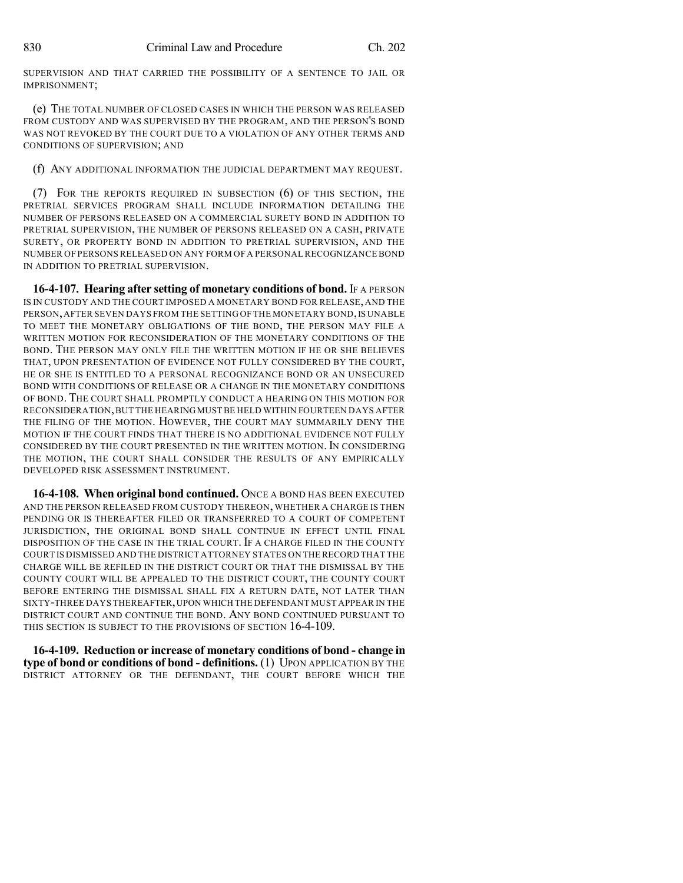SUPERVISION AND THAT CARRIED THE POSSIBILITY OF A SENTENCE TO JAIL OR IMPRISONMENT;

(e) THE TOTAL NUMBER OF CLOSED CASES IN WHICH THE PERSON WAS RELEASED FROM CUSTODY AND WAS SUPERVISED BY THE PROGRAM, AND THE PERSON'S BOND WAS NOT REVOKED BY THE COURT DUE TO A VIOLATION OF ANY OTHER TERMS AND CONDITIONS OF SUPERVISION; AND

(f) ANY ADDITIONAL INFORMATION THE JUDICIAL DEPARTMENT MAY REQUEST.

(7) FOR THE REPORTS REQUIRED IN SUBSECTION (6) OF THIS SECTION, THE PRETRIAL SERVICES PROGRAM SHALL INCLUDE INFORMATION DETAILING THE NUMBER OF PERSONS RELEASED ON A COMMERCIAL SURETY BOND IN ADDITION TO PRETRIAL SUPERVISION, THE NUMBER OF PERSONS RELEASED ON A CASH, PRIVATE SURETY, OR PROPERTY BOND IN ADDITION TO PRETRIAL SUPERVISION, AND THE NUMBER OF PERSONS RELEASED ON ANY FORM OF A PERSONAL RECOGNIZANCE BOND IN ADDITION TO PRETRIAL SUPERVISION.

**16-4-107. Hearing after setting of monetary conditions of bond.** IF A PERSON IS IN CUSTODY AND THE COURT IMPOSED A MONETARY BOND FOR RELEASE, AND THE PERSON, AFTER SEVEN DAYS FROM THE SETTING OF THE MONETARY BOND, IS UNABLE TO MEET THE MONETARY OBLIGATIONS OF THE BOND, THE PERSON MAY FILE A WRITTEN MOTION FOR RECONSIDERATION OF THE MONETARY CONDITIONS OF THE BOND. THE PERSON MAY ONLY FILE THE WRITTEN MOTION IF HE OR SHE BELIEVES THAT, UPON PRESENTATION OF EVIDENCE NOT FULLY CONSIDERED BY THE COURT, HE OR SHE IS ENTITLED TO A PERSONAL RECOGNIZANCE BOND OR AN UNSECURED BOND WITH CONDITIONS OF RELEASE OR A CHANGE IN THE MONETARY CONDITIONS OF BOND. THE COURT SHALL PROMPTLY CONDUCT A HEARING ON THIS MOTION FOR RECONSIDERATION, BUT THE HEARING MUST BE HELD WITHIN FOURTEEN DAYS AFTER THE FILING OF THE MOTION. HOWEVER, THE COURT MAY SUMMARILY DENY THE MOTION IF THE COURT FINDS THAT THERE IS NO ADDITIONAL EVIDENCE NOT FULLY CONSIDERED BY THE COURT PRESENTED IN THE WRITTEN MOTION. IN CONSIDERING THE MOTION, THE COURT SHALL CONSIDER THE RESULTS OF ANY EMPIRICALLY DEVELOPED RISK ASSESSMENT INSTRUMENT.

**16-4-108. When original bond continued.** ONCE A BOND HAS BEEN EXECUTED AND THE PERSON RELEASED FROM CUSTODY THEREON, WHETHER A CHARGE IS THEN PENDING OR IS THEREAFTER FILED OR TRANSFERRED TO A COURT OF COMPETENT JURISDICTION, THE ORIGINAL BOND SHALL CONTINUE IN EFFECT UNTIL FINAL DISPOSITION OF THE CASE IN THE TRIAL COURT. IF A CHARGE FILED IN THE COUNTY COURT IS DISMISSED AND THE DISTRICT ATTORNEY STATES ON THE RECORD THAT THE CHARGE WILL BE REFILED IN THE DISTRICT COURT OR THAT THE DISMISSAL BY THE COUNTY COURT WILL BE APPEALED TO THE DISTRICT COURT, THE COUNTY COURT BEFORE ENTERING THE DISMISSAL SHALL FIX A RETURN DATE, NOT LATER THAN SIXTY-THREE DAYS THEREAFTER, UPON WHICH THE DEFENDANT MUST APPEAR IN THE DISTRICT COURT AND CONTINUE THE BOND. ANY BOND CONTINUED PURSUANT TO THIS SECTION IS SUBJECT TO THE PROVISIONS OF SECTION 16-4-109.

**16-4-109. Reduction or increase of monetary conditions of bond - change in type of bond or conditions of bond - definitions.** (1) UPON APPLICATION BY THE DISTRICT ATTORNEY OR THE DEFENDANT, THE COURT BEFORE WHICH THE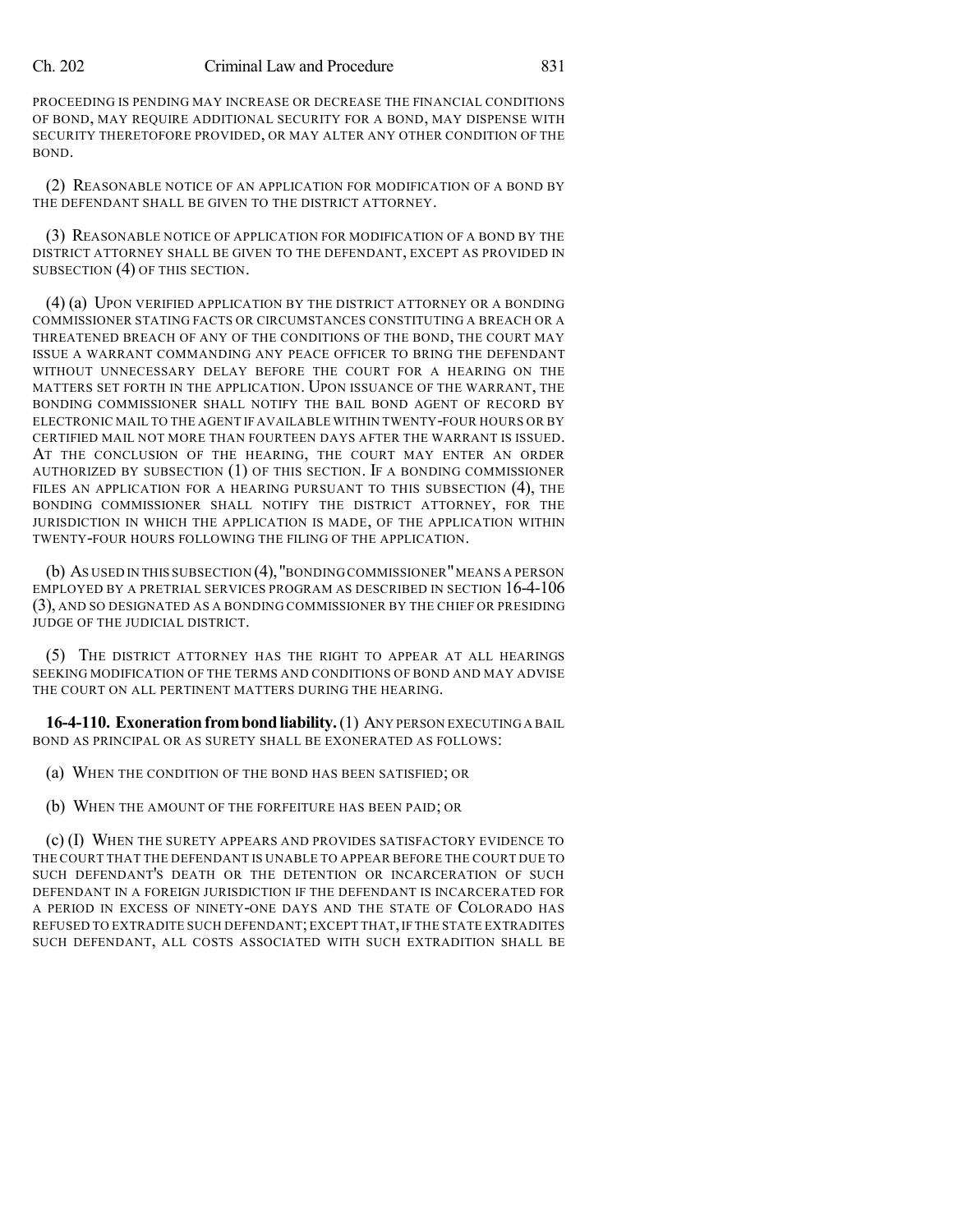PROCEEDING IS PENDING MAY INCREASE OR DECREASE THE FINANCIAL CONDITIONS OF BOND, MAY REQUIRE ADDITIONAL SECURITY FOR A BOND, MAY DISPENSE WITH SECURITY THERETOFORE PROVIDED, OR MAY ALTER ANY OTHER CONDITION OF THE BOND.

(2) REASONABLE NOTICE OF AN APPLICATION FOR MODIFICATION OF A BOND BY THE DEFENDANT SHALL BE GIVEN TO THE DISTRICT ATTORNEY.

(3) REASONABLE NOTICE OF APPLICATION FOR MODIFICATION OF A BOND BY THE DISTRICT ATTORNEY SHALL BE GIVEN TO THE DEFENDANT, EXCEPT AS PROVIDED IN SUBSECTION (4) OF THIS SECTION.

(4) (a) UPON VERIFIED APPLICATION BY THE DISTRICT ATTORNEY OR A BONDING COMMISSIONER STATING FACTS OR CIRCUMSTANCES CONSTITUTING A BREACH OR A THREATENED BREACH OF ANY OF THE CONDITIONS OF THE BOND, THE COURT MAY ISSUE A WARRANT COMMANDING ANY PEACE OFFICER TO BRING THE DEFENDANT WITHOUT UNNECESSARY DELAY BEFORE THE COURT FOR A HEARING ON THE MATTERS SET FORTH IN THE APPLICATION. UPON ISSUANCE OF THE WARRANT, THE BONDING COMMISSIONER SHALL NOTIFY THE BAIL BOND AGENT OF RECORD BY ELECTRONIC MAIL TO THE AGENT IF AVAILABLE WITHIN TWENTY-FOUR HOURS OR BY CERTIFIED MAIL NOT MORE THAN FOURTEEN DAYS AFTER THE WARRANT IS ISSUED. AT THE CONCLUSION OF THE HEARING, THE COURT MAY ENTER AN ORDER AUTHORIZED BY SUBSECTION (1) OF THIS SECTION. IF A BONDING COMMISSIONER FILES AN APPLICATION FOR A HEARING PURSUANT TO THIS SUBSECTION (4), THE BONDING COMMISSIONER SHALL NOTIFY THE DISTRICT ATTORNEY, FOR THE JURISDICTION IN WHICH THE APPLICATION IS MADE, OF THE APPLICATION WITHIN TWENTY-FOUR HOURS FOLLOWING THE FILING OF THE APPLICATION.

(b) AS USED IN THIS SUBSECTION (4), "BONDING COMMISSIONER" MEANS A PERSON EMPLOYED BY A PRETRIAL SERVICES PROGRAM AS DESCRIBED IN SECTION 16-4-106 (3), AND SO DESIGNATED AS A BONDING COMMISSIONER BY THE CHIEF OR PRESIDING JUDGE OF THE JUDICIAL DISTRICT.

(5) THE DISTRICT ATTORNEY HAS THE RIGHT TO APPEAR AT ALL HEARINGS SEEKING MODIFICATION OF THE TERMS AND CONDITIONS OF BOND AND MAY ADVISE THE COURT ON ALL PERTINENT MATTERS DURING THE HEARING.

**16-4-110. Exoneration from bond liability.** (1) ANY PERSON EXECUTING A BAIL BOND AS PRINCIPAL OR AS SURETY SHALL BE EXONERATED AS FOLLOWS:

(a) WHEN THE CONDITION OF THE BOND HAS BEEN SATISFIED; OR

(b) WHEN THE AMOUNT OF THE FORFEITURE HAS BEEN PAID; OR

(c) (I) WHEN THE SURETY APPEARS AND PROVIDES SATISFACTORY EVIDENCE TO THE COURT THAT THE DEFENDANT IS UNABLE TO APPEAR BEFORE THE COURT DUE TO SUCH DEFENDANT'S DEATH OR THE DETENTION OR INCARCERATION OF SUCH DEFENDANT IN A FOREIGN JURISDICTION IF THE DEFENDANT IS INCARCERATED FOR A PERIOD IN EXCESS OF NINETY-ONE DAYS AND THE STATE OF COLORADO HAS REFUSED TO EXTRADITE SUCH DEFENDANT; EXCEPT THAT, IF THE STATE EXTRADITES SUCH DEFENDANT, ALL COSTS ASSOCIATED WITH SUCH EXTRADITION SHALL BE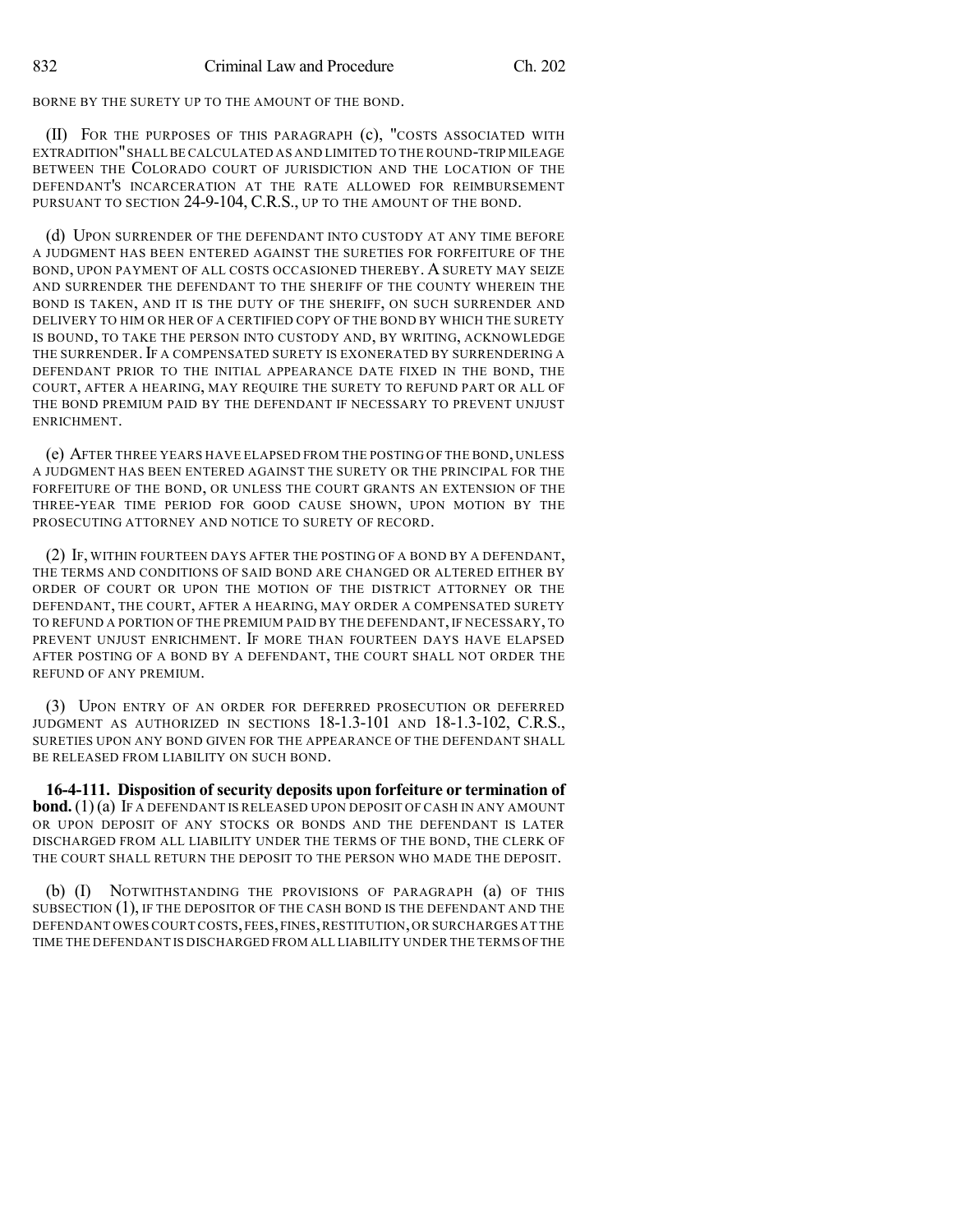BORNE BY THE SURETY UP TO THE AMOUNT OF THE BOND.

(II) FOR THE PURPOSES OF THIS PARAGRAPH (c), "COSTS ASSOCIATED WITH EXTRADITION" SHALL BE CALCULATED AS AND LIMITED TO THE ROUND-TRIP MILEAGE BETWEEN THE COLORADO COURT OF JURISDICTION AND THE LOCATION OF THE DEFENDANT'S INCARCERATION AT THE RATE ALLOWED FOR REIMBURSEMENT PURSUANT TO SECTION 24-9-104, C.R.S., UP TO THE AMOUNT OF THE BOND.

(d) UPON SURRENDER OF THE DEFENDANT INTO CUSTODY AT ANY TIME BEFORE A JUDGMENT HAS BEEN ENTERED AGAINST THE SURETIES FOR FORFEITURE OF THE BOND, UPON PAYMENT OF ALL COSTS OCCASIONED THEREBY. A SURETY MAY SEIZE AND SURRENDER THE DEFENDANT TO THE SHERIFF OF THE COUNTY WHEREIN THE BOND IS TAKEN, AND IT IS THE DUTY OF THE SHERIFF, ON SUCH SURRENDER AND DELIVERY TO HIM OR HER OF A CERTIFIED COPY OF THE BOND BY WHICH THE SURETY IS BOUND, TO TAKE THE PERSON INTO CUSTODY AND, BY WRITING, ACKNOWLEDGE THE SURRENDER. IF A COMPENSATED SURETY IS EXONERATED BY SURRENDERING A DEFENDANT PRIOR TO THE INITIAL APPEARANCE DATE FIXED IN THE BOND, THE COURT, AFTER A HEARING, MAY REQUIRE THE SURETY TO REFUND PART OR ALL OF THE BOND PREMIUM PAID BY THE DEFENDANT IF NECESSARY TO PREVENT UNJUST ENRICHMENT.

(e) AFTER THREE YEARS HAVE ELAPSED FROM THE POSTING OF THE BOND, UNLESS A JUDGMENT HAS BEEN ENTERED AGAINST THE SURETY OR THE PRINCIPAL FOR THE FORFEITURE OF THE BOND, OR UNLESS THE COURT GRANTS AN EXTENSION OF THE THREE-YEAR TIME PERIOD FOR GOOD CAUSE SHOWN, UPON MOTION BY THE PROSECUTING ATTORNEY AND NOTICE TO SURETY OF RECORD.

(2) IF, WITHIN FOURTEEN DAYS AFTER THE POSTING OF A BOND BY A DEFENDANT, THE TERMS AND CONDITIONS OF SAID BOND ARE CHANGED OR ALTERED EITHER BY ORDER OF COURT OR UPON THE MOTION OF THE DISTRICT ATTORNEY OR THE DEFENDANT, THE COURT, AFTER A HEARING, MAY ORDER A COMPENSATED SURETY TO REFUND A PORTION OF THE PREMIUM PAID BY THE DEFENDANT, IF NECESSARY, TO PREVENT UNJUST ENRICHMENT. IF MORE THAN FOURTEEN DAYS HAVE ELAPSED AFTER POSTING OF A BOND BY A DEFENDANT, THE COURT SHALL NOT ORDER THE REFUND OF ANY PREMIUM.

(3) UPON ENTRY OF AN ORDER FOR DEFERRED PROSECUTION OR DEFERRED JUDGMENT AS AUTHORIZED IN SECTIONS 18-1.3-101 AND 18-1.3-102, C.R.S., SURETIES UPON ANY BOND GIVEN FOR THE APPEARANCE OF THE DEFENDANT SHALL BE RELEASED FROM LIABILITY ON SUCH BOND.

**16-4-111. Disposition of security deposits upon forfeiture or termination of bond.** (1) (a) IF A DEFENDANT IS RELEASED UPON DEPOSIT OF CASH IN ANY AMOUNT OR UPON DEPOSIT OF ANY STOCKS OR BONDS AND THE DEFENDANT IS LATER DISCHARGED FROM ALL LIABILITY UNDER THE TERMS OF THE BOND, THE CLERK OF THE COURT SHALL RETURN THE DEPOSIT TO THE PERSON WHO MADE THE DEPOSIT.

(b) (I) NOTWITHSTANDING THE PROVISIONS OF PARAGRAPH (a) OF THIS SUBSECTION (1), IF THE DEPOSITOR OF THE CASH BOND IS THE DEFENDANT AND THE DEFENDANT OWES COURT COSTS, FEES, FINES, RESTITUTION, OR SURCHARGES AT THE TIME THE DEFENDANT IS DISCHARGED FROM ALL LIABILITY UNDER THE TERMS OF THE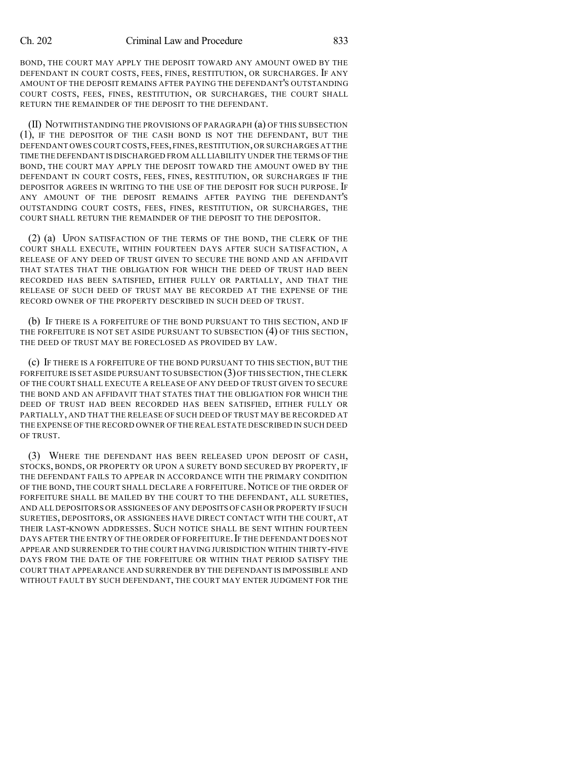BOND, THE COURT MAY APPLY THE DEPOSIT TOWARD ANY AMOUNT OWED BY THE DEFENDANT IN COURT COSTS, FEES, FINES, RESTITUTION, OR SURCHARGES. IF ANY AMOUNT OF THE DEPOSIT REMAINS AFTER PAYING THE DEFENDANT'S OUTSTANDING COURT COSTS, FEES, FINES, RESTITUTION, OR SURCHARGES, THE COURT SHALL RETURN THE REMAINDER OF THE DEPOSIT TO THE DEFENDANT.

(II) NOTWITHSTANDING THE PROVISIONS OF PARAGRAPH (a) OF THIS SUBSECTION (1), IF THE DEPOSITOR OF THE CASH BOND IS NOT THE DEFENDANT, BUT THE DEFENDANT OWES COURT COSTS, FEES, FINES, RESTITUTION, OR SURCHARGES AT THE TIME THE DEFENDANT IS DISCHARGED FROM ALL LIABILITY UNDER THE TERMS OF THE BOND, THE COURT MAY APPLY THE DEPOSIT TOWARD THE AMOUNT OWED BY THE DEFENDANT IN COURT COSTS, FEES, FINES, RESTITUTION, OR SURCHARGES IF THE DEPOSITOR AGREES IN WRITING TO THE USE OF THE DEPOSIT FOR SUCH PURPOSE. IF ANY AMOUNT OF THE DEPOSIT REMAINS AFTER PAYING THE DEFENDANT'S OUTSTANDING COURT COSTS, FEES, FINES, RESTITUTION, OR SURCHARGES, THE COURT SHALL RETURN THE REMAINDER OF THE DEPOSIT TO THE DEPOSITOR.

(2) (a) UPON SATISFACTION OF THE TERMS OF THE BOND, THE CLERK OF THE COURT SHALL EXECUTE, WITHIN FOURTEEN DAYS AFTER SUCH SATISFACTION, A RELEASE OF ANY DEED OF TRUST GIVEN TO SECURE THE BOND AND AN AFFIDAVIT THAT STATES THAT THE OBLIGATION FOR WHICH THE DEED OF TRUST HAD BEEN RECORDED HAS BEEN SATISFIED, EITHER FULLY OR PARTIALLY, AND THAT THE RELEASE OF SUCH DEED OF TRUST MAY BE RECORDED AT THE EXPENSE OF THE RECORD OWNER OF THE PROPERTY DESCRIBED IN SUCH DEED OF TRUST.

(b) IF THERE IS A FORFEITURE OF THE BOND PURSUANT TO THIS SECTION, AND IF THE FORFEITURE IS NOT SET ASIDE PURSUANT TO SUBSECTION (4) OF THIS SECTION, THE DEED OF TRUST MAY BE FORECLOSED AS PROVIDED BY LAW.

(c) IF THERE IS A FORFEITURE OF THE BOND PURSUANT TO THIS SECTION, BUT THE FORFEITURE IS SET ASIDE PURSUANT TO SUBSECTION (3) OF THIS SECTION, THE CLERK OF THE COURT SHALL EXECUTE A RELEASE OF ANY DEED OF TRUST GIVEN TO SECURE THE BOND AND AN AFFIDAVIT THAT STATES THAT THE OBLIGATION FOR WHICH THE DEED OF TRUST HAD BEEN RECORDED HAS BEEN SATISFIED, EITHER FULLY OR PARTIALLY, AND THAT THE RELEASE OF SUCH DEED OF TRUST MAY BE RECORDED AT THE EXPENSE OF THE RECORD OWNER OF THE REAL ESTATE DESCRIBED IN SUCH DEED OF TRUST.

(3) WHERE THE DEFENDANT HAS BEEN RELEASED UPON DEPOSIT OF CASH, STOCKS, BONDS, OR PROPERTY OR UPON A SURETY BOND SECURED BY PROPERTY, IF THE DEFENDANT FAILS TO APPEAR IN ACCORDANCE WITH THE PRIMARY CONDITION OF THE BOND, THE COURT SHALL DECLARE A FORFEITURE. NOTICE OF THE ORDER OF FORFEITURE SHALL BE MAILED BY THE COURT TO THE DEFENDANT, ALL SURETIES, AND ALL DEPOSITORS OR ASSIGNEES OF ANY DEPOSITS OF CASH OR PROPERTY IF SUCH SURETIES, DEPOSITORS, OR ASSIGNEES HAVE DIRECT CONTACT WITH THE COURT, AT THEIR LAST-KNOWN ADDRESSES. SUCH NOTICE SHALL BE SENT WITHIN FOURTEEN DAYS AFTER THE ENTRY OF THE ORDER OF FORFEITURE. IF THE DEFENDANT DOES NOT APPEAR AND SURRENDER TO THE COURT HAVING JURISDICTION WITHIN THIRTY-FIVE DAYS FROM THE DATE OF THE FORFEITURE OR WITHIN THAT PERIOD SATISFY THE COURT THAT APPEARANCE AND SURRENDER BY THE DEFENDANT IS IMPOSSIBLE AND WITHOUT FAULT BY SUCH DEFENDANT, THE COURT MAY ENTER JUDGMENT FOR THE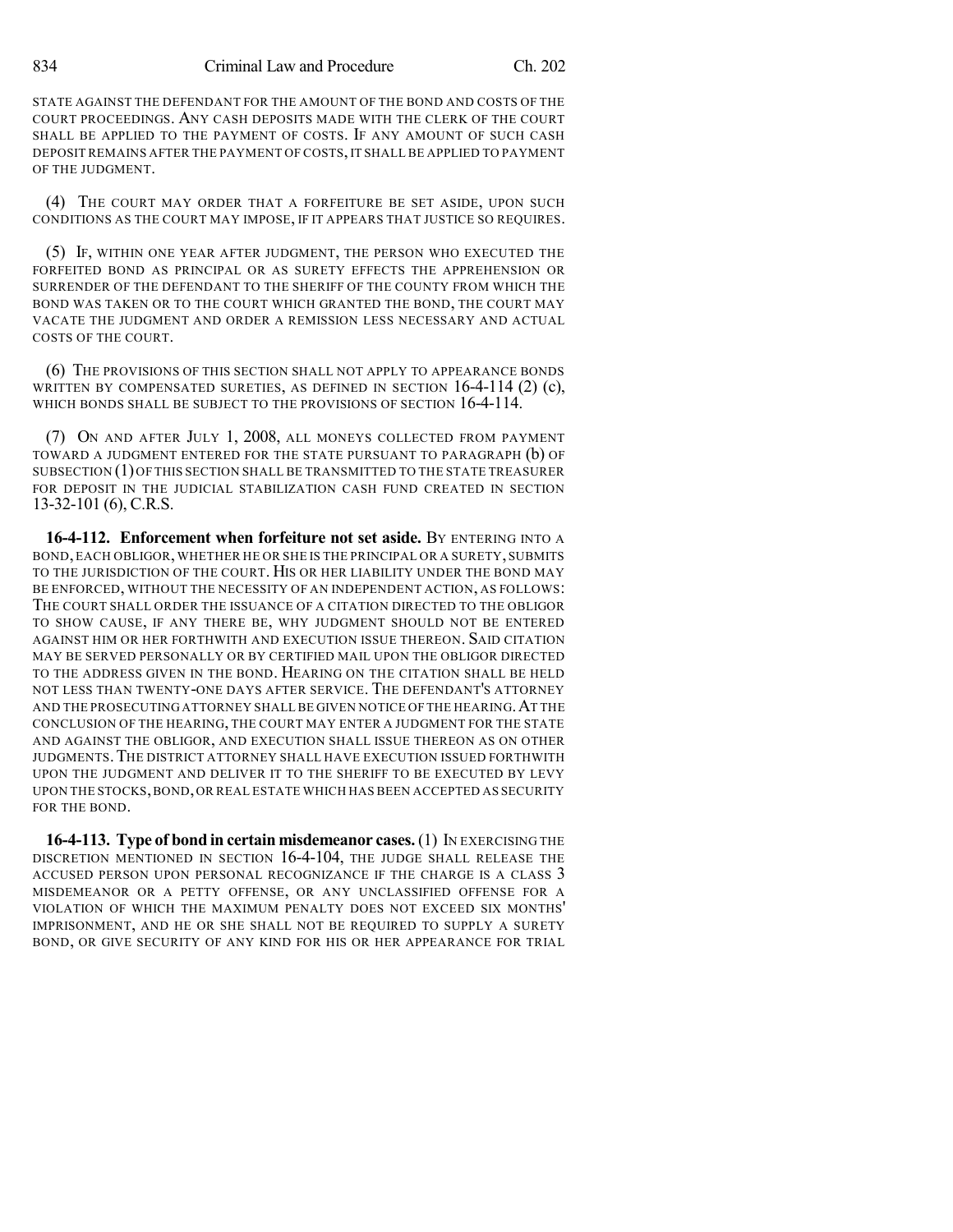STATE AGAINST THE DEFENDANT FOR THE AMOUNT OF THE BOND AND COSTS OF THE COURT PROCEEDINGS. ANY CASH DEPOSITS MADE WITH THE CLERK OF THE COURT SHALL BE APPLIED TO THE PAYMENT OF COSTS. IF ANY AMOUNT OF SUCH CASH DEPOSIT REMAINS AFTER THE PAYMENT OF COSTS, IT SHALL BE APPLIED TO PAYMENT OF THE JUDGMENT.

(4) THE COURT MAY ORDER THAT A FORFEITURE BE SET ASIDE, UPON SUCH CONDITIONS AS THE COURT MAY IMPOSE, IF IT APPEARS THAT JUSTICE SO REQUIRES.

(5) IF, WITHIN ONE YEAR AFTER JUDGMENT, THE PERSON WHO EXECUTED THE FORFEITED BOND AS PRINCIPAL OR AS SURETY EFFECTS THE APPREHENSION OR SURRENDER OF THE DEFENDANT TO THE SHERIFF OF THE COUNTY FROM WHICH THE BOND WAS TAKEN OR TO THE COURT WHICH GRANTED THE BOND, THE COURT MAY VACATE THE JUDGMENT AND ORDER A REMISSION LESS NECESSARY AND ACTUAL COSTS OF THE COURT.

(6) THE PROVISIONS OF THIS SECTION SHALL NOT APPLY TO APPEARANCE BONDS WRITTEN BY COMPENSATED SURETIES, AS DEFINED IN SECTION 16-4-114 (2) (c), WHICH BONDS SHALL BE SUBJECT TO THE PROVISIONS OF SECTION 16-4-114.

(7) ON AND AFTER JULY 1, 2008, ALL MONEYS COLLECTED FROM PAYMENT TOWARD A JUDGMENT ENTERED FOR THE STATE PURSUANT TO PARAGRAPH (b) OF SUBSECTION (1) OF THIS SECTION SHALL BE TRANSMITTED TO THE STATE TREASURER FOR DEPOSIT IN THE JUDICIAL STABILIZATION CASH FUND CREATED IN SECTION 13-32-101 (6), C.R.S.

**16-4-112. Enforcement when forfeiture not set aside.** BY ENTERING INTO A BOND, EACH OBLIGOR, WHETHER HE OR SHE IS THE PRINCIPAL OR A SURETY, SUBMITS TO THE JURISDICTION OF THE COURT. HIS OR HER LIABILITY UNDER THE BOND MAY BE ENFORCED, WITHOUT THE NECESSITY OF AN INDEPENDENT ACTION, AS FOLLOWS: THE COURT SHALL ORDER THE ISSUANCE OF A CITATION DIRECTED TO THE OBLIGOR TO SHOW CAUSE, IF ANY THERE BE, WHY JUDGMENT SHOULD NOT BE ENTERED AGAINST HIM OR HER FORTHWITH AND EXECUTION ISSUE THEREON. SAID CITATION MAY BE SERVED PERSONALLY OR BY CERTIFIED MAIL UPON THE OBLIGOR DIRECTED TO THE ADDRESS GIVEN IN THE BOND. HEARING ON THE CITATION SHALL BE HELD NOT LESS THAN TWENTY-ONE DAYS AFTER SERVICE. THE DEFENDANT'S ATTORNEY AND THE PROSECUTING ATTORNEY SHALL BE GIVEN NOTICE OF THE HEARING. AT THE CONCLUSION OF THE HEARING, THE COURT MAY ENTER A JUDGMENT FOR THE STATE AND AGAINST THE OBLIGOR, AND EXECUTION SHALL ISSUE THEREON AS ON OTHER JUDGMENTS. THE DISTRICT ATTORNEY SHALL HAVE EXECUTION ISSUED FORTHWITH UPON THE JUDGMENT AND DELIVER IT TO THE SHERIFF TO BE EXECUTED BY LEVY UPON THE STOCKS, BOND, OR REAL ESTATE WHICH HAS BEEN ACCEPTED AS SECURITY FOR THE BOND.

**16-4-113. Type of bond in certain misdemeanor cases.** (1) IN EXERCISING THE DISCRETION MENTIONED IN SECTION 16-4-104, THE JUDGE SHALL RELEASE THE ACCUSED PERSON UPON PERSONAL RECOGNIZANCE IF THE CHARGE IS A CLASS 3 MISDEMEANOR OR A PETTY OFFENSE, OR ANY UNCLASSIFIED OFFENSE FOR A VIOLATION OF WHICH THE MAXIMUM PENALTY DOES NOT EXCEED SIX MONTHS' IMPRISONMENT, AND HE OR SHE SHALL NOT BE REQUIRED TO SUPPLY A SURETY BOND, OR GIVE SECURITY OF ANY KIND FOR HIS OR HER APPEARANCE FOR TRIAL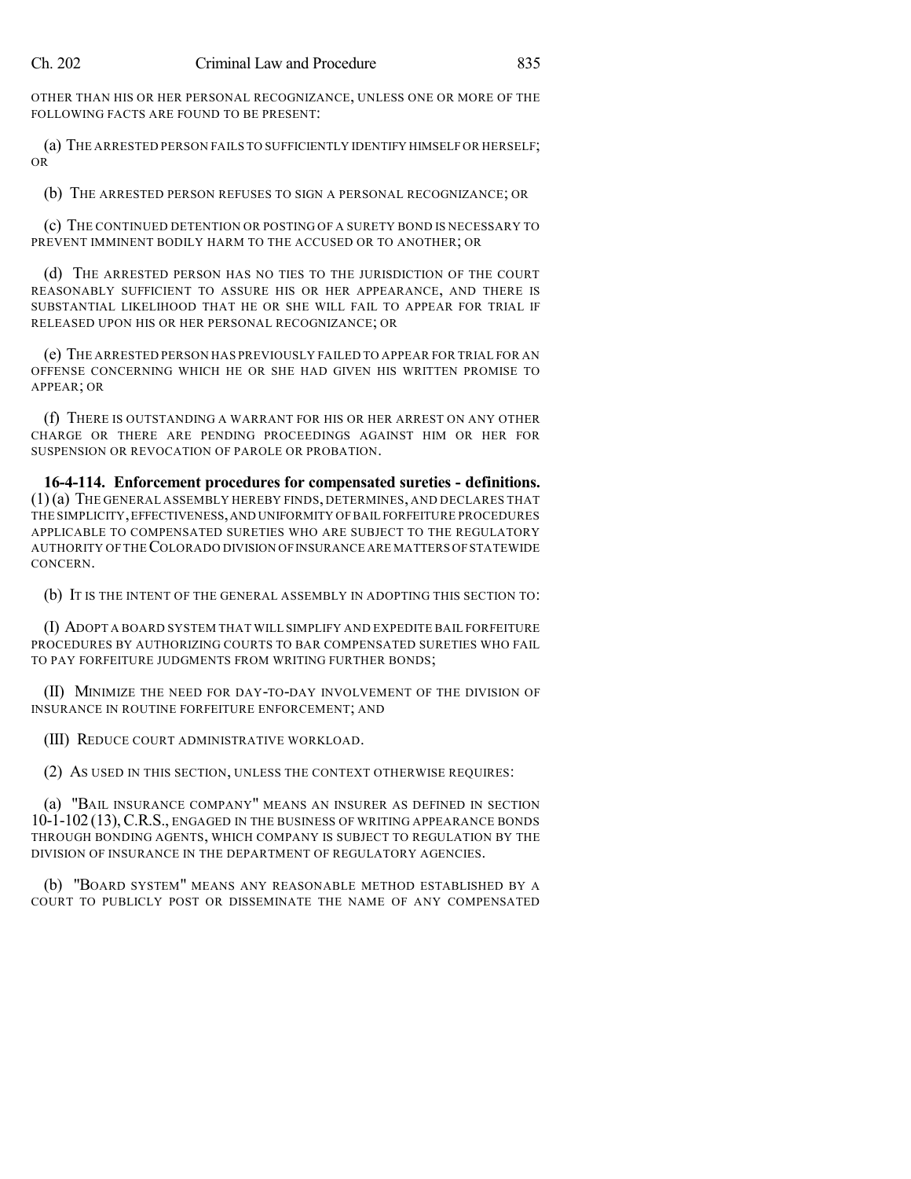OTHER THAN HIS OR HER PERSONAL RECOGNIZANCE, UNLESS ONE OR MORE OF THE FOLLOWING FACTS ARE FOUND TO BE PRESENT:

(a) THE ARRESTED PERSON FAILS TO SUFFICIENTLY IDENTIFY HIMSELF OR HERSELF; OR

(b) THE ARRESTED PERSON REFUSES TO SIGN A PERSONAL RECOGNIZANCE; OR

(c) THE CONTINUED DETENTION OR POSTING OF A SURETY BOND IS NECESSARY TO PREVENT IMMINENT BODILY HARM TO THE ACCUSED OR TO ANOTHER; OR

(d) THE ARRESTED PERSON HAS NO TIES TO THE JURISDICTION OF THE COURT REASONABLY SUFFICIENT TO ASSURE HIS OR HER APPEARANCE, AND THERE IS SUBSTANTIAL LIKELIHOOD THAT HE OR SHE WILL FAIL TO APPEAR FOR TRIAL IF RELEASED UPON HIS OR HER PERSONAL RECOGNIZANCE; OR

(e) THE ARRESTED PERSON HAS PREVIOUSLY FAILED TO APPEAR FOR TRIAL FOR AN OFFENSE CONCERNING WHICH HE OR SHE HAD GIVEN HIS WRITTEN PROMISE TO APPEAR; OR

(f) THERE IS OUTSTANDING A WARRANT FOR HIS OR HER ARREST ON ANY OTHER CHARGE OR THERE ARE PENDING PROCEEDINGS AGAINST HIM OR HER FOR SUSPENSION OR REVOCATION OF PAROLE OR PROBATION.

**16-4-114. Enforcement procedures for compensated sureties - definitions.** (1) (a) THE GENERAL ASSEMBLY HEREBY FINDS, DETERMINES, AND DECLARES THAT THE SIMPLICITY, EFFECTIVENESS, AND UNIFORMITY OF BAIL FORFEITURE PROCEDURES APPLICABLE TO COMPENSATED SURETIES WHO ARE SUBJECT TO THE REGULATORY AUTHORITY OF THE COLORADO DIVISION OF INSURANCE ARE MATTERS OF STATEWIDE CONCERN.

(b) IT IS THE INTENT OF THE GENERAL ASSEMBLY IN ADOPTING THIS SECTION TO:

(I) ADOPT A BOARD SYSTEM THAT WILL SIMPLIFY AND EXPEDITE BAIL FORFEITURE PROCEDURES BY AUTHORIZING COURTS TO BAR COMPENSATED SURETIES WHO FAIL TO PAY FORFEITURE JUDGMENTS FROM WRITING FURTHER BONDS;

(II) MINIMIZE THE NEED FOR DAY-TO-DAY INVOLVEMENT OF THE DIVISION OF INSURANCE IN ROUTINE FORFEITURE ENFORCEMENT; AND

(III) REDUCE COURT ADMINISTRATIVE WORKLOAD.

(2) AS USED IN THIS SECTION, UNLESS THE CONTEXT OTHERWISE REQUIRES:

(a) "BAIL INSURANCE COMPANY" MEANS AN INSURER AS DEFINED IN SECTION 10-1-102 (13), C.R.S., ENGAGED IN THE BUSINESS OF WRITING APPEARANCE BONDS THROUGH BONDING AGENTS, WHICH COMPANY IS SUBJECT TO REGULATION BY THE DIVISION OF INSURANCE IN THE DEPARTMENT OF REGULATORY AGENCIES.

(b) "BOARD SYSTEM" MEANS ANY REASONABLE METHOD ESTABLISHED BY A COURT TO PUBLICLY POST OR DISSEMINATE THE NAME OF ANY COMPENSATED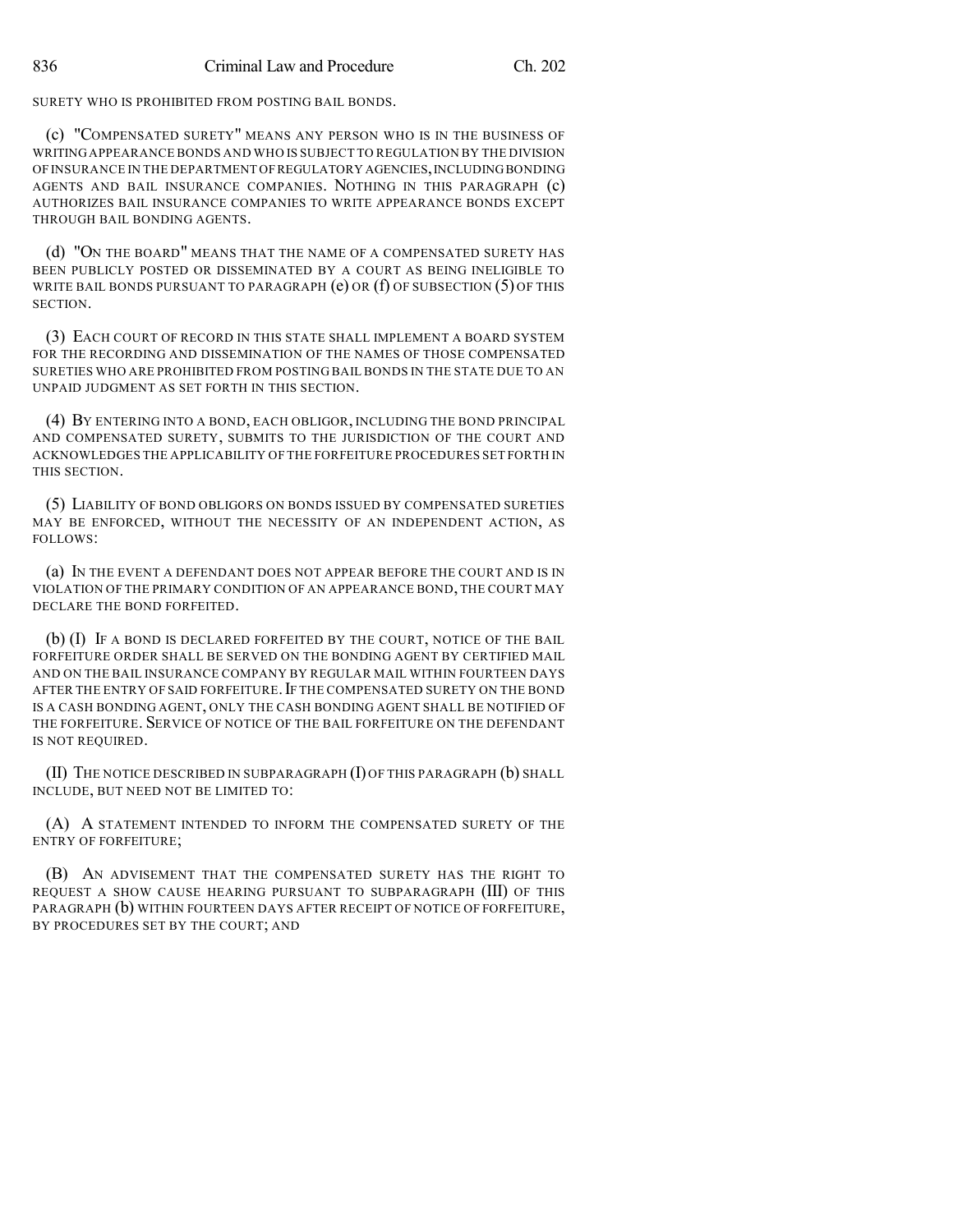SURETY WHO IS PROHIBITED FROM POSTING BAIL BONDS.

(c) "COMPENSATED SURETY" MEANS ANY PERSON WHO IS IN THE BUSINESS OF WRITING APPEARANCE BONDS AND WHO IS SUBJECT TO REGULATION BY THE DIVISION OF INSURANCE IN THE DEPARTMENT OF REGULATORY AGENCIES, INCLUDING BONDING AGENTS AND BAIL INSURANCE COMPANIES. NOTHING IN THIS PARAGRAPH (c) AUTHORIZES BAIL INSURANCE COMPANIES TO WRITE APPEARANCE BONDS EXCEPT THROUGH BAIL BONDING AGENTS.

(d) "ON THE BOARD" MEANS THAT THE NAME OF A COMPENSATED SURETY HAS BEEN PUBLICLY POSTED OR DISSEMINATED BY A COURT AS BEING INELIGIBLE TO WRITE BAIL BONDS PURSUANT TO PARAGRAPH (e) OR (f) OF SUBSECTION (5) OF THIS SECTION.

(3) EACH COURT OF RECORD IN THIS STATE SHALL IMPLEMENT A BOARD SYSTEM FOR THE RECORDING AND DISSEMINATION OF THE NAMES OF THOSE COMPENSATED SURETIES WHO ARE PROHIBITED FROM POSTING BAIL BONDS IN THE STATE DUE TO AN UNPAID JUDGMENT AS SET FORTH IN THIS SECTION.

(4) BY ENTERING INTO A BOND, EACH OBLIGOR, INCLUDING THE BOND PRINCIPAL AND COMPENSATED SURETY, SUBMITS TO THE JURISDICTION OF THE COURT AND ACKNOWLEDGES THE APPLICABILITY OF THE FORFEITURE PROCEDURES SET FORTH IN THIS SECTION.

(5) LIABILITY OF BOND OBLIGORS ON BONDS ISSUED BY COMPENSATED SURETIES MAY BE ENFORCED, WITHOUT THE NECESSITY OF AN INDEPENDENT ACTION, AS FOLLOWS:

(a) IN THE EVENT A DEFENDANT DOES NOT APPEAR BEFORE THE COURT AND IS IN VIOLATION OF THE PRIMARY CONDITION OF AN APPEARANCE BOND, THE COURT MAY DECLARE THE BOND FORFEITED.

(b) (I) IF A BOND IS DECLARED FORFEITED BY THE COURT, NOTICE OF THE BAIL FORFEITURE ORDER SHALL BE SERVED ON THE BONDING AGENT BY CERTIFIED MAIL AND ON THE BAIL INSURANCE COMPANY BY REGULAR MAIL WITHIN FOURTEEN DAYS AFTER THE ENTRY OF SAID FORFEITURE. IF THE COMPENSATED SURETY ON THE BOND IS A CASH BONDING AGENT, ONLY THE CASH BONDING AGENT SHALL BE NOTIFIED OF THE FORFEITURE. SERVICE OF NOTICE OF THE BAIL FORFEITURE ON THE DEFENDANT IS NOT REQUIRED.

(II) THE NOTICE DESCRIBED IN SUBPARAGRAPH (I) OF THIS PARAGRAPH (b) SHALL INCLUDE, BUT NEED NOT BE LIMITED TO:

(A) A STATEMENT INTENDED TO INFORM THE COMPENSATED SURETY OF THE ENTRY OF FORFEITURE;

(B) AN ADVISEMENT THAT THE COMPENSATED SURETY HAS THE RIGHT TO REQUEST A SHOW CAUSE HEARING PURSUANT TO SUBPARAGRAPH (III) OF THIS PARAGRAPH (b) WITHIN FOURTEEN DAYS AFTER RECEIPT OF NOTICE OF FORFEITURE, BY PROCEDURES SET BY THE COURT; AND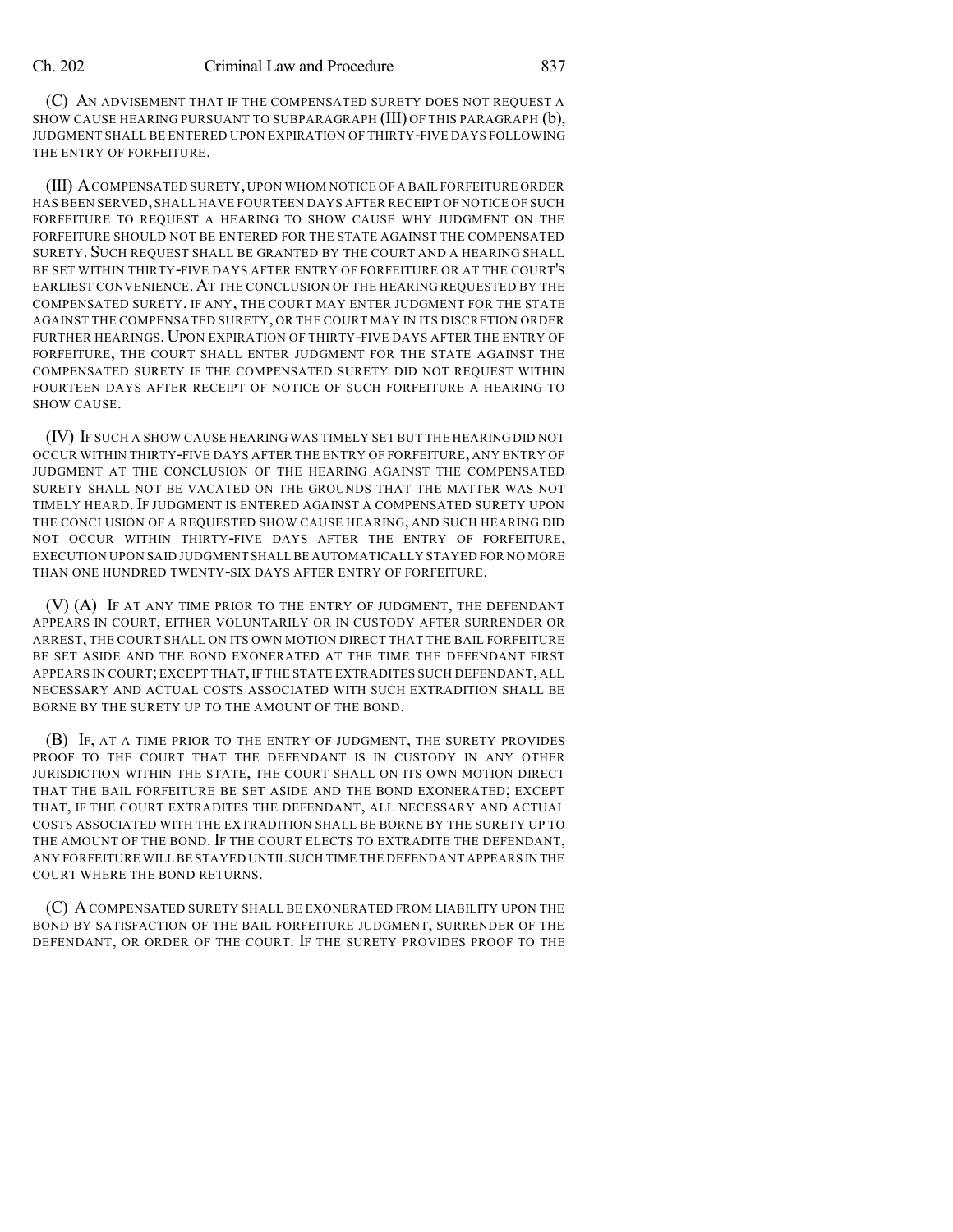(C) AN ADVISEMENT THAT IF THE COMPENSATED SURETY DOES NOT REQUEST A SHOW CAUSE HEARING PURSUANT TO SUBPARAGRAPH (III) OF THIS PARAGRAPH (b), JUDGMENT SHALL BE ENTERED UPON EXPIRATION OF THIRTY-FIVE DAYS FOLLOWING THE ENTRY OF FORFEITURE.

(III) A COMPENSATED SURETY, UPON WHOM NOTICE OF A BAIL FORFEITURE ORDER HAS BEEN SERVED, SHALL HAVE FOURTEEN DAYS AFTER RECEIPT OF NOTICE OF SUCH FORFEITURE TO REQUEST A HEARING TO SHOW CAUSE WHY JUDGMENT ON THE FORFEITURE SHOULD NOT BE ENTERED FOR THE STATE AGAINST THE COMPENSATED SURETY. SUCH REQUEST SHALL BE GRANTED BY THE COURT AND A HEARING SHALL BE SET WITHIN THIRTY-FIVE DAYS AFTER ENTRY OF FORFEITURE OR AT THE COURT'S EARLIEST CONVENIENCE. AT THE CONCLUSION OF THE HEARING REQUESTED BY THE COMPENSATED SURETY, IF ANY, THE COURT MAY ENTER JUDGMENT FOR THE STATE AGAINST THE COMPENSATED SURETY, OR THE COURT MAY IN ITS DISCRETION ORDER FURTHER HEARINGS. UPON EXPIRATION OF THIRTY-FIVE DAYS AFTER THE ENTRY OF FORFEITURE, THE COURT SHALL ENTER JUDGMENT FOR THE STATE AGAINST THE COMPENSATED SURETY IF THE COMPENSATED SURETY DID NOT REQUEST WITHIN FOURTEEN DAYS AFTER RECEIPT OF NOTICE OF SUCH FORFEITURE A HEARING TO SHOW CAUSE.

(IV) IF SUCH A SHOW CAUSE HEARING WAS TIMELY SET BUT THE HEARING DID NOT OCCUR WITHIN THIRTY-FIVE DAYS AFTER THE ENTRY OF FORFEITURE, ANY ENTRY OF JUDGMENT AT THE CONCLUSION OF THE HEARING AGAINST THE COMPENSATED SURETY SHALL NOT BE VACATED ON THE GROUNDS THAT THE MATTER WAS NOT TIMELY HEARD. IF JUDGMENT IS ENTERED AGAINST A COMPENSATED SURETY UPON THE CONCLUSION OF A REQUESTED SHOW CAUSE HEARING, AND SUCH HEARING DID NOT OCCUR WITHIN THIRTY-FIVE DAYS AFTER THE ENTRY OF FORFEITURE, EXECUTION UPON SAID JUDGMENT SHALL BE AUTOMATICALLY STAYED FOR NO MORE THAN ONE HUNDRED TWENTY-SIX DAYS AFTER ENTRY OF FORFEITURE.

(V) (A) IF AT ANY TIME PRIOR TO THE ENTRY OF JUDGMENT, THE DEFENDANT APPEARS IN COURT, EITHER VOLUNTARILY OR IN CUSTODY AFTER SURRENDER OR ARREST, THE COURT SHALL ON ITS OWN MOTION DIRECT THAT THE BAIL FORFEITURE BE SET ASIDE AND THE BOND EXONERATED AT THE TIME THE DEFENDANT FIRST APPEARS IN COURT; EXCEPT THAT, IF THE STATE EXTRADITES SUCH DEFENDANT, ALL NECESSARY AND ACTUAL COSTS ASSOCIATED WITH SUCH EXTRADITION SHALL BE BORNE BY THE SURETY UP TO THE AMOUNT OF THE BOND.

(B) IF, AT A TIME PRIOR TO THE ENTRY OF JUDGMENT, THE SURETY PROVIDES PROOF TO THE COURT THAT THE DEFENDANT IS IN CUSTODY IN ANY OTHER JURISDICTION WITHIN THE STATE, THE COURT SHALL ON ITS OWN MOTION DIRECT THAT THE BAIL FORFEITURE BE SET ASIDE AND THE BOND EXONERATED; EXCEPT THAT, IF THE COURT EXTRADITES THE DEFENDANT, ALL NECESSARY AND ACTUAL COSTS ASSOCIATED WITH THE EXTRADITION SHALL BE BORNE BY THE SURETY UP TO THE AMOUNT OF THE BOND. IF THE COURT ELECTS TO EXTRADITE THE DEFENDANT, ANY FORFEITURE WILL BE STAYED UNTIL SUCH TIME THE DEFENDANT APPEARS IN THE COURT WHERE THE BOND RETURNS.

(C) A COMPENSATED SURETY SHALL BE EXONERATED FROM LIABILITY UPON THE BOND BY SATISFACTION OF THE BAIL FORFEITURE JUDGMENT, SURRENDER OF THE DEFENDANT, OR ORDER OF THE COURT. IF THE SURETY PROVIDES PROOF TO THE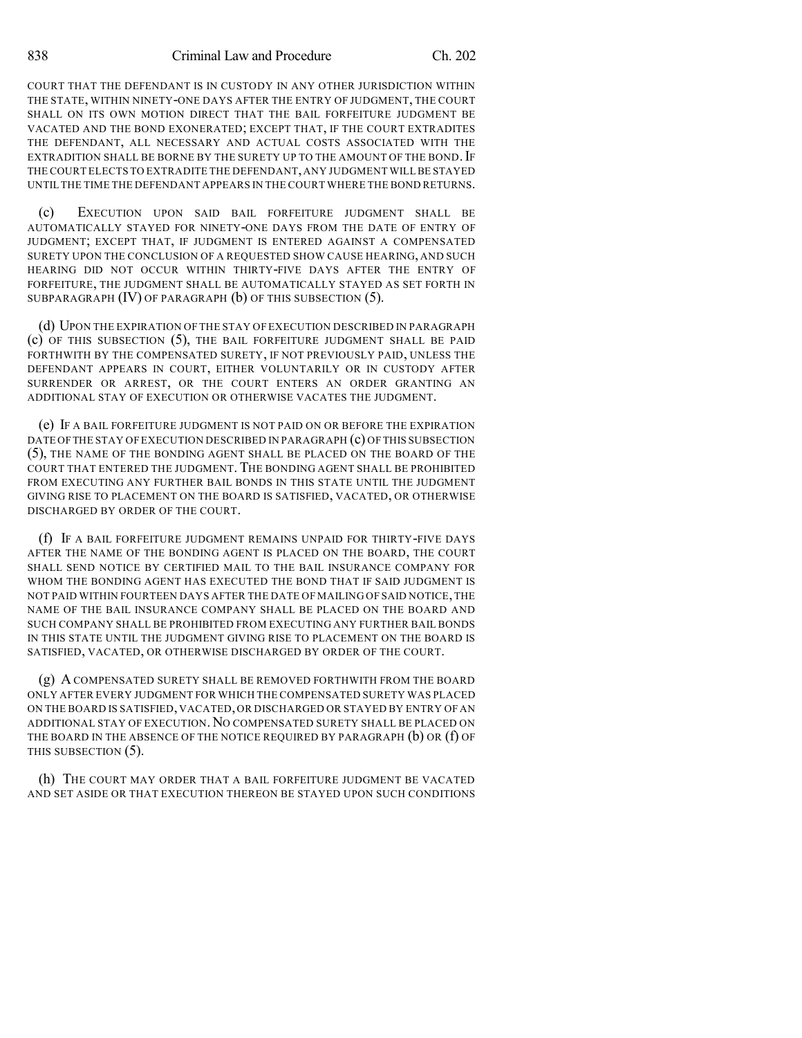COURT THAT THE DEFENDANT IS IN CUSTODY IN ANY OTHER JURISDICTION WITHIN THE STATE, WITHIN NINETY-ONE DAYS AFTER THE ENTRY OF JUDGMENT, THE COURT SHALL ON ITS OWN MOTION DIRECT THAT THE BAIL FORFEITURE JUDGMENT BE VACATED AND THE BOND EXONERATED; EXCEPT THAT, IF THE COURT EXTRADITES THE DEFENDANT, ALL NECESSARY AND ACTUAL COSTS ASSOCIATED WITH THE EXTRADITION SHALL BE BORNE BY THE SURETY UP TO THE AMOUNT OF THE BOND. IF THE COURT ELECTS TO EXTRADITE THE DEFENDANT, ANY JUDGMENT WILL BE STAYED UNTIL THE TIME THE DEFENDANT APPEARS IN THE COURT WHERE THE BOND RETURNS.

(c) EXECUTION UPON SAID BAIL FORFEITURE JUDGMENT SHALL BE AUTOMATICALLY STAYED FOR NINETY-ONE DAYS FROM THE DATE OF ENTRY OF JUDGMENT; EXCEPT THAT, IF JUDGMENT IS ENTERED AGAINST A COMPENSATED SURETY UPON THE CONCLUSION OF A REQUESTED SHOW CAUSE HEARING, AND SUCH HEARING DID NOT OCCUR WITHIN THIRTY-FIVE DAYS AFTER THE ENTRY OF FORFEITURE, THE JUDGMENT SHALL BE AUTOMATICALLY STAYED AS SET FORTH IN SUBPARAGRAPH (IV) OF PARAGRAPH (b) OF THIS SUBSECTION (5).

(d) UPON THE EXPIRATION OF THE STAY OF EXECUTION DESCRIBED IN PARAGRAPH (c) OF THIS SUBSECTION (5), THE BAIL FORFEITURE JUDGMENT SHALL BE PAID FORTHWITH BY THE COMPENSATED SURETY, IF NOT PREVIOUSLY PAID, UNLESS THE DEFENDANT APPEARS IN COURT, EITHER VOLUNTARILY OR IN CUSTODY AFTER SURRENDER OR ARREST, OR THE COURT ENTERS AN ORDER GRANTING AN ADDITIONAL STAY OF EXECUTION OR OTHERWISE VACATES THE JUDGMENT.

(e) IF A BAIL FORFEITURE JUDGMENT IS NOT PAID ON OR BEFORE THE EXPIRATION DATE OF THE STAY OF EXECUTION DESCRIBED IN PARAGRAPH (c) OF THIS SUBSECTION (5), THE NAME OF THE BONDING AGENT SHALL BE PLACED ON THE BOARD OF THE COURT THAT ENTERED THE JUDGMENT. THE BONDING AGENT SHALL BE PROHIBITED FROM EXECUTING ANY FURTHER BAIL BONDS IN THIS STATE UNTIL THE JUDGMENT GIVING RISE TO PLACEMENT ON THE BOARD IS SATISFIED, VACATED, OR OTHERWISE DISCHARGED BY ORDER OF THE COURT.

(f) IF A BAIL FORFEITURE JUDGMENT REMAINS UNPAID FOR THIRTY-FIVE DAYS AFTER THE NAME OF THE BONDING AGENT IS PLACED ON THE BOARD, THE COURT SHALL SEND NOTICE BY CERTIFIED MAIL TO THE BAIL INSURANCE COMPANY FOR WHOM THE BONDING AGENT HAS EXECUTED THE BOND THAT IF SAID JUDGMENT IS NOT PAID WITHIN FOURTEEN DAYS AFTER THE DATE OF MAILING OF SAID NOTICE, THE NAME OF THE BAIL INSURANCE COMPANY SHALL BE PLACED ON THE BOARD AND SUCH COMPANY SHALL BE PROHIBITED FROM EXECUTING ANY FURTHER BAIL BONDS IN THIS STATE UNTIL THE JUDGMENT GIVING RISE TO PLACEMENT ON THE BOARD IS SATISFIED, VACATED, OR OTHERWISE DISCHARGED BY ORDER OF THE COURT.

(g) A COMPENSATED SURETY SHALL BE REMOVED FORTHWITH FROM THE BOARD ONLY AFTER EVERY JUDGMENT FOR WHICH THE COMPENSATED SURETY WAS PLACED ON THE BOARD IS SATISFIED, VACATED, OR DISCHARGED OR STAYED BY ENTRY OF AN ADDITIONAL STAY OF EXECUTION. NO COMPENSATED SURETY SHALL BE PLACED ON THE BOARD IN THE ABSENCE OF THE NOTICE REQUIRED BY PARAGRAPH (b) OR (f) OF THIS SUBSECTION (5).

(h) THE COURT MAY ORDER THAT A BAIL FORFEITURE JUDGMENT BE VACATED AND SET ASIDE OR THAT EXECUTION THEREON BE STAYED UPON SUCH CONDITIONS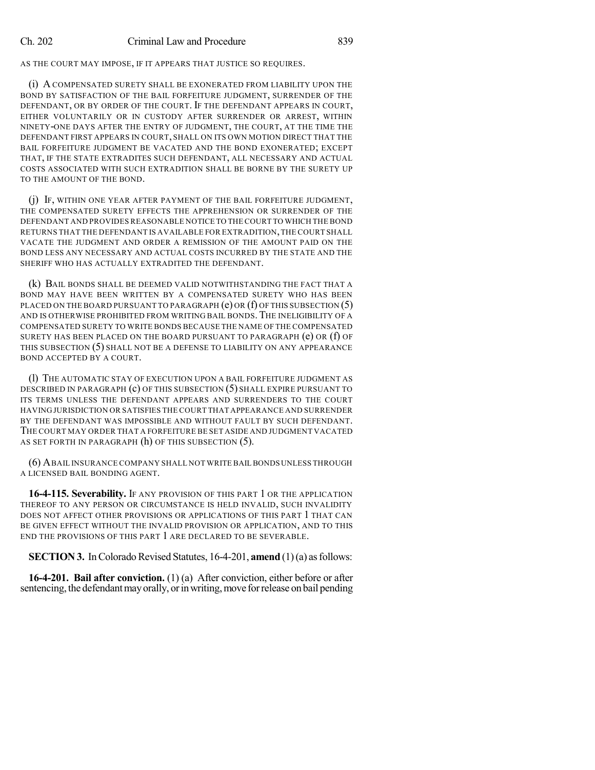AS THE COURT MAY IMPOSE, IF IT APPEARS THAT JUSTICE SO REQUIRES.

(i) A COMPENSATED SURETY SHALL BE EXONERATED FROM LIABILITY UPON THE BOND BY SATISFACTION OF THE BAIL FORFEITURE JUDGMENT, SURRENDER OF THE DEFENDANT, OR BY ORDER OF THE COURT. IF THE DEFENDANT APPEARS IN COURT, EITHER VOLUNTARILY OR IN CUSTODY AFTER SURRENDER OR ARREST, WITHIN NINETY-ONE DAYS AFTER THE ENTRY OF JUDGMENT, THE COURT, AT THE TIME THE DEFENDANT FIRST APPEARS IN COURT, SHALL ON ITS OWN MOTION DIRECT THAT THE BAIL FORFEITURE JUDGMENT BE VACATED AND THE BOND EXONERATED; EXCEPT THAT, IF THE STATE EXTRADITES SUCH DEFENDANT, ALL NECESSARY AND ACTUAL COSTS ASSOCIATED WITH SUCH EXTRADITION SHALL BE BORNE BY THE SURETY UP TO THE AMOUNT OF THE BOND.

(j) IF, WITHIN ONE YEAR AFTER PAYMENT OF THE BAIL FORFEITURE JUDGMENT, THE COMPENSATED SURETY EFFECTS THE APPREHENSION OR SURRENDER OF THE DEFENDANT AND PROVIDES REASONABLE NOTICE TO THE COURT TO WHICH THE BOND RETURNS THAT THE DEFENDANT IS AVAILABLE FOR EXTRADITION, THE COURT SHALL VACATE THE JUDGMENT AND ORDER A REMISSION OF THE AMOUNT PAID ON THE BOND LESS ANY NECESSARY AND ACTUAL COSTS INCURRED BY THE STATE AND THE SHERIFF WHO HAS ACTUALLY EXTRADITED THE DEFENDANT.

(k) BAIL BONDS SHALL BE DEEMED VALID NOTWITHSTANDING THE FACT THAT A BOND MAY HAVE BEEN WRITTEN BY A COMPENSATED SURETY WHO HAS BEEN PLACED ON THE BOARD PURSUANT TO PARAGRAPH (e) OR (f) OF THIS SUBSECTION (5) AND IS OTHERWISE PROHIBITED FROM WRITING BAIL BONDS. THE INELIGIBILITY OF A COMPENSATED SURETY TO WRITE BONDS BECAUSE THE NAME OF THE COMPENSATED SURETY HAS BEEN PLACED ON THE BOARD PURSUANT TO PARAGRAPH (e) OR (f) OF THIS SUBSECTION (5) SHALL NOT BE A DEFENSE TO LIABILITY ON ANY APPEARANCE BOND ACCEPTED BY A COURT.

(l) THE AUTOMATIC STAY OF EXECUTION UPON A BAIL FORFEITURE JUDGMENT AS DESCRIBED IN PARAGRAPH (c) OF THIS SUBSECTION (5) SHALL EXPIRE PURSUANT TO ITS TERMS UNLESS THE DEFENDANT APPEARS AND SURRENDERS TO THE COURT HAVING JURISDICTION OR SATISFIES THE COURT THAT APPEARANCE AND SURRENDER BY THE DEFENDANT WAS IMPOSSIBLE AND WITHOUT FAULT BY SUCH DEFENDANT. THE COURT MAY ORDER THAT A FORFEITURE BE SET ASIDE AND JUDGMENT VACATED AS SET FORTH IN PARAGRAPH (h) OF THIS SUBSECTION (5).

(6) A BAIL INSURANCE COMPANY SHALL NOT WRITE BAIL BONDS UNLESS THROUGH A LICENSED BAIL BONDING AGENT.

**16-4-115. Severability.** IF ANY PROVISION OF THIS PART 1 OR THE APPLICATION THEREOF TO ANY PERSON OR CIRCUMSTANCE IS HELD INVALID, SUCH INVALIDITY DOES NOT AFFECT OTHER PROVISIONS OR APPLICATIONS OF THIS PART 1 THAT CAN BE GIVEN EFFECT WITHOUT THE INVALID PROVISION OR APPLICATION, AND TO THIS END THE PROVISIONS OF THIS PART 1 ARE DECLARED TO BE SEVERABLE.

**SECTION 3.** In Colorado Revised Statutes, 16-4-201, **amend** (1) (a) as follows:

**16-4-201. Bail after conviction.** (1) (a) After conviction, either before or after sentencing, the defendant may orally, or in writing, move for release on bail pending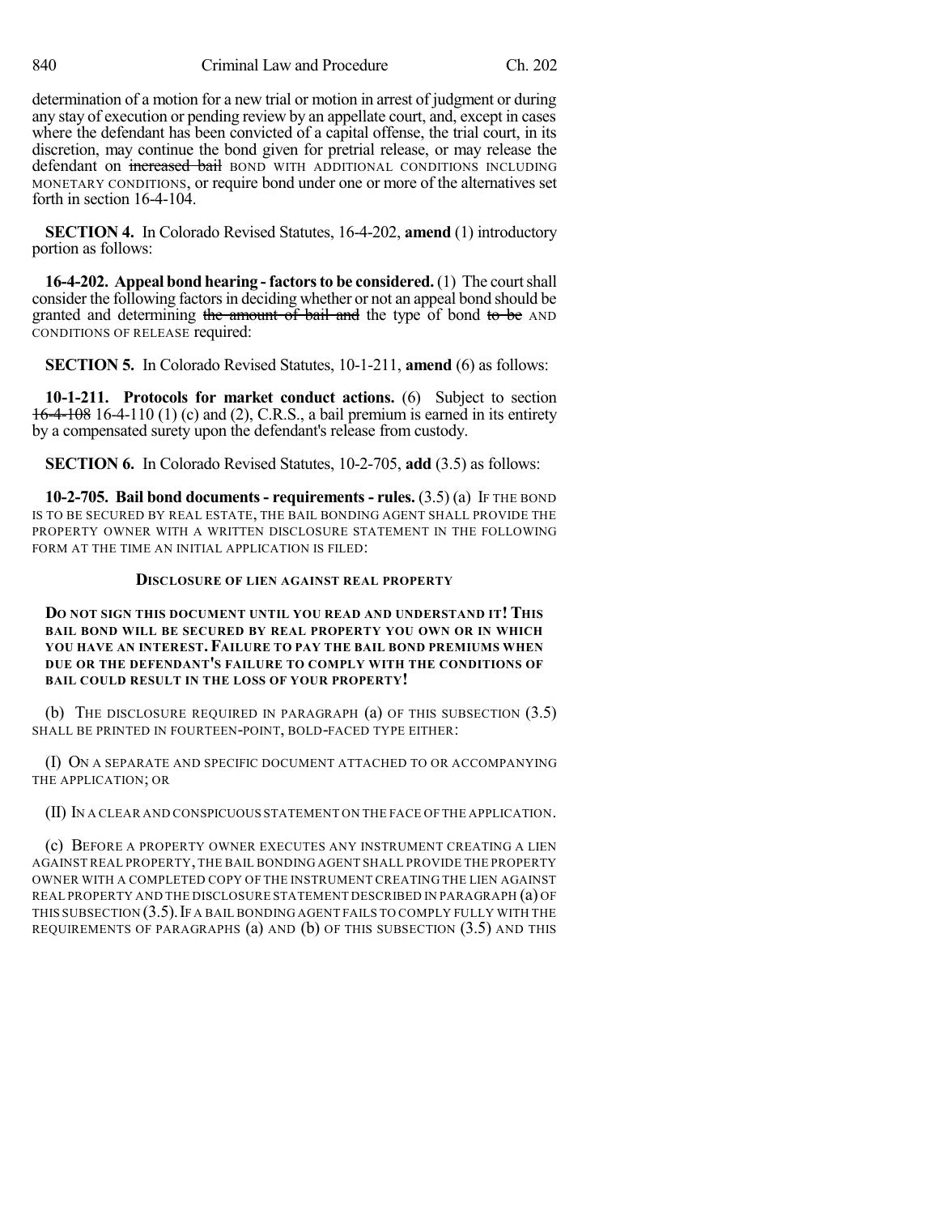determination of a motion for a new trial or motion in arrest of judgment or during any stay of execution or pending review by an appellate court, and, except in cases where the defendant has been convicted of a capital offense, the trial court, in its discretion, may continue the bond given for pretrial release, or may release the defendant on ~~increased bail~~ BOND WITH ADDITIONAL CONDITIONS INCLUDING MONETARY CONDITIONS, or require bond under one or more of the alternatives set forth in section 16-4-104.

**SECTION 4.** In Colorado Revised Statutes, 16-4-202, **amend** (1) introductory portion as follows:

**16-4-202. Appeal bond hearing - factors to be considered.** (1) The court shall consider the following factors in deciding whether or not an appeal bond should be granted and determining ~~the amount of bail and~~ the type of bond ~~to be~~ AND CONDITIONS OF RELEASE required:

**SECTION 5.** In Colorado Revised Statutes, 10-1-211, **amend** (6) as follows:

**10-1-211. Protocols for market conduct actions.** (6) Subject to section ~~16-4-108~~ 16-4-110 (1) (c) and (2), C.R.S., a bail premium is earned in its entirety by a compensated surety upon the defendant's release from custody.

**SECTION 6.** In Colorado Revised Statutes, 10-2-705, **add** (3.5) as follows:

**10-2-705. Bail bond documents - requirements - rules.** (3.5) (a) IF THE BOND IS TO BE SECURED BY REAL ESTATE, THE BAIL BONDING AGENT SHALL PROVIDE THE PROPERTY OWNER WITH A WRITTEN DISCLOSURE STATEMENT IN THE FOLLOWING FORM AT THE TIME AN INITIAL APPLICATION IS FILED:

**DISCLOSURE OF LIEN AGAINST REAL PROPERTY**

**DO NOT SIGN THIS DOCUMENT UNTIL YOU READ AND UNDERSTAND IT! THIS BAIL BOND WILL BE SECURED BY REAL PROPERTY YOU OWN OR IN WHICH YOU HAVE AN INTEREST. FAILURE TO PAY THE BAIL BOND PREMIUMS WHEN DUE OR THE DEFENDANT'S FAILURE TO COMPLY WITH THE CONDITIONS OF BAIL COULD RESULT IN THE LOSS OF YOUR PROPERTY!**

(b) THE DISCLOSURE REQUIRED IN PARAGRAPH (a) OF THIS SUBSECTION (3.5) SHALL BE PRINTED IN FOURTEEN-POINT, BOLD-FACED TYPE EITHER:

(I) ON A SEPARATE AND SPECIFIC DOCUMENT ATTACHED TO OR ACCOMPANYING THE APPLICATION; OR

(II) IN A CLEAR AND CONSPICUOUS STATEMENT ON THE FACE OF THE APPLICATION.

(c) BEFORE A PROPERTY OWNER EXECUTES ANY INSTRUMENT CREATING A LIEN AGAINST REAL PROPERTY, THE BAIL BONDING AGENT SHALL PROVIDE THE PROPERTY OWNER WITH A COMPLETED COPY OF THE INSTRUMENT CREATING THE LIEN AGAINST REAL PROPERTY AND THE DISCLOSURE STATEMENT DESCRIBED IN PARAGRAPH (a) OF THIS SUBSECTION (3.5). IF A BAIL BONDING AGENT FAILS TO COMPLY FULLY WITH THE REQUIREMENTS OF PARAGRAPHS (a) AND (b) OF THIS SUBSECTION (3.5) AND THIS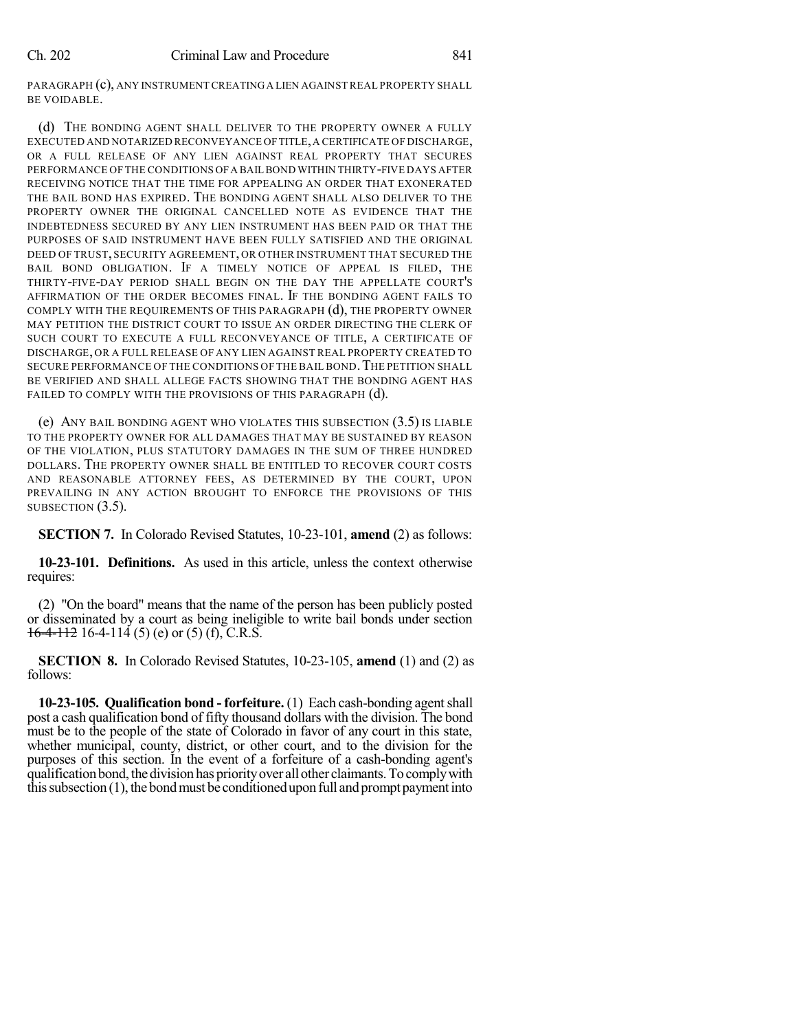PARAGRAPH (c), ANY INSTRUMENT CREATING A LIEN AGAINST REAL PROPERTY SHALL BE VOIDABLE.

(d) THE BONDING AGENT SHALL DELIVER TO THE PROPERTY OWNER A FULLY EXECUTED AND NOTARIZED RECONVEYANCE OF TITLE, A CERTIFICATE OF DISCHARGE, OR A FULL RELEASE OF ANY LIEN AGAINST REAL PROPERTY THAT SECURES PERFORMANCE OF THE CONDITIONS OF A BAIL BOND WITHIN THIRTY-FIVE DAYS AFTER RECEIVING NOTICE THAT THE TIME FOR APPEALING AN ORDER THAT EXONERATED THE BAIL BOND HAS EXPIRED. THE BONDING AGENT SHALL ALSO DELIVER TO THE PROPERTY OWNER THE ORIGINAL CANCELLED NOTE AS EVIDENCE THAT THE INDEBTEDNESS SECURED BY ANY LIEN INSTRUMENT HAS BEEN PAID OR THAT THE PURPOSES OF SAID INSTRUMENT HAVE BEEN FULLY SATISFIED AND THE ORIGINAL DEED OF TRUST, SECURITY AGREEMENT, OR OTHER INSTRUMENT THAT SECURED THE BAIL BOND OBLIGATION. IF A TIMELY NOTICE OF APPEAL IS FILED, THE THIRTY-FIVE-DAY PERIOD SHALL BEGIN ON THE DAY THE APPELLATE COURT'S AFFIRMATION OF THE ORDER BECOMES FINAL. IF THE BONDING AGENT FAILS TO COMPLY WITH THE REQUIREMENTS OF THIS PARAGRAPH (d), THE PROPERTY OWNER MAY PETITION THE DISTRICT COURT TO ISSUE AN ORDER DIRECTING THE CLERK OF SUCH COURT TO EXECUTE A FULL RECONVEYANCE OF TITLE, A CERTIFICATE OF DISCHARGE, OR A FULL RELEASE OF ANY LIEN AGAINST REAL PROPERTY CREATED TO SECURE PERFORMANCE OF THE CONDITIONS OF THE BAIL BOND. THE PETITION SHALL BE VERIFIED AND SHALL ALLEGE FACTS SHOWING THAT THE BONDING AGENT HAS FAILED TO COMPLY WITH THE PROVISIONS OF THIS PARAGRAPH (d).

(e) ANY BAIL BONDING AGENT WHO VIOLATES THIS SUBSECTION (3.5) IS LIABLE TO THE PROPERTY OWNER FOR ALL DAMAGES THAT MAY BE SUSTAINED BY REASON OF THE VIOLATION, PLUS STATUTORY DAMAGES IN THE SUM OF THREE HUNDRED DOLLARS. THE PROPERTY OWNER SHALL BE ENTITLED TO RECOVER COURT COSTS AND REASONABLE ATTORNEY FEES, AS DETERMINED BY THE COURT, UPON PREVAILING IN ANY ACTION BROUGHT TO ENFORCE THE PROVISIONS OF THIS SUBSECTION (3.5).

**SECTION 7.** In Colorado Revised Statutes, 10-23-101, **amend** (2) as follows:

**10-23-101. Definitions.** As used in this article, unless the context otherwise requires:

(2) "On the board" means that the name of the person has been publicly posted or disseminated by a court as being ineligible to write bail bonds under section ~~16-4-112~~ 16-4-114 (5) (e) or (5) (f), C.R.S.

**SECTION 8.** In Colorado Revised Statutes, 10-23-105, **amend** (1) and (2) as follows:

**10-23-105. Qualification bond - forfeiture.** (1) Each cash-bonding agent shall post a cash qualification bond of fifty thousand dollars with the division. The bond must be to the people of the state of Colorado in favor of any court in this state, whether municipal, county, district, or other court, and to the division for the purposes of this section. In the event of a forfeiture of a cash-bonding agent's qualification bond, the division has priority over all other claimants. To comply with this subsection (1), the bond must be conditioned upon full and prompt payment into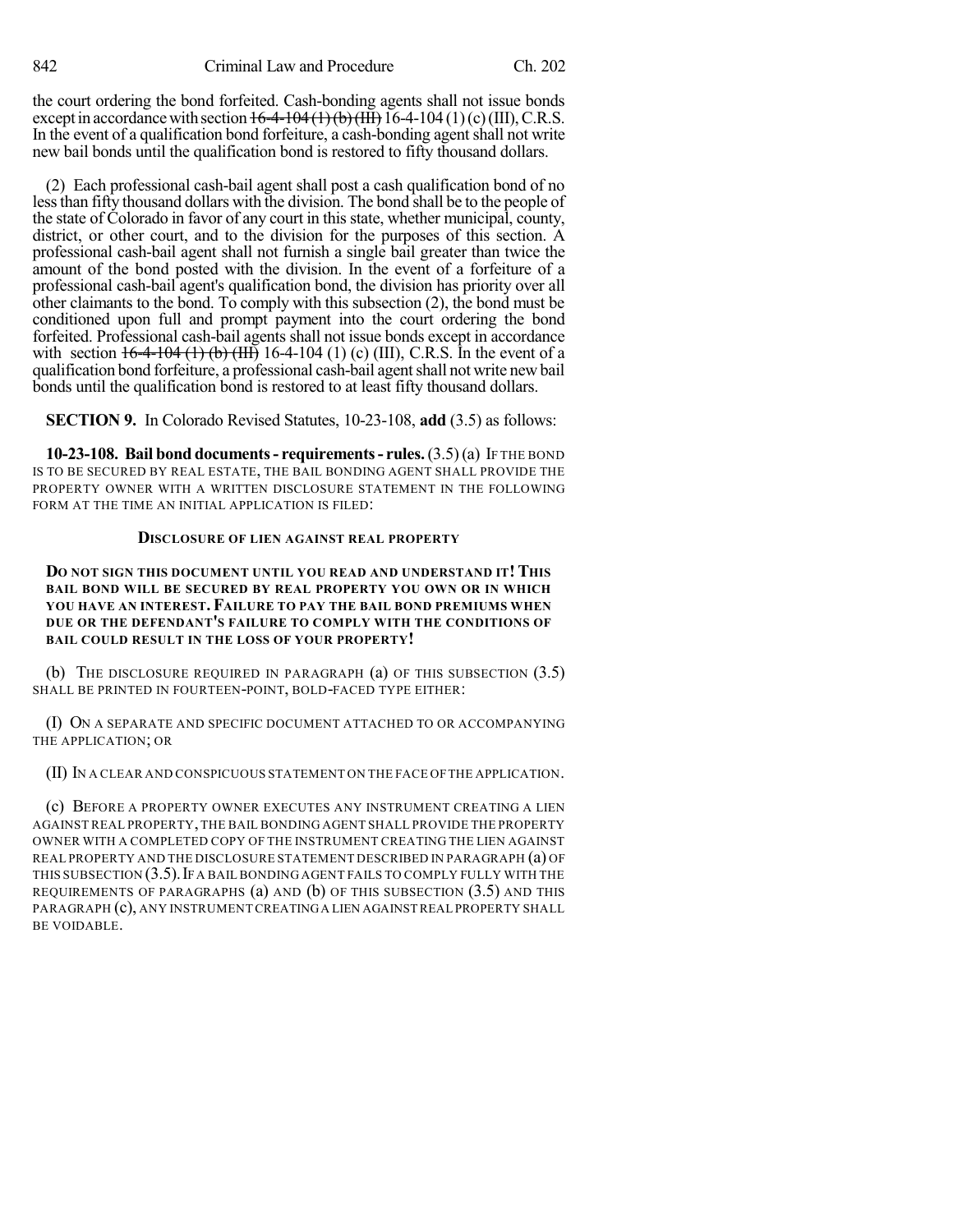the court ordering the bond forfeited. Cash-bonding agents shall not issue bonds except in accordance with section ~~16-4-104 (1) (b) (III)~~ 16-4-104 (1) (c) (III), C.R.S. In the event of a qualification bond forfeiture, a cash-bonding agent shall not write new bail bonds until the qualification bond is restored to fifty thousand dollars.

(2) Each professional cash-bail agent shall post a cash qualification bond of no less than fifty thousand dollars with the division. The bond shall be to the people of the state of Colorado in favor of any court in this state, whether municipal, county, district, or other court, and to the division for the purposes of this section. A professional cash-bail agent shall not furnish a single bail greater than twice the amount of the bond posted with the division. In the event of a forfeiture of a professional cash-bail agent's qualification bond, the division has priority over all other claimants to the bond. To comply with this subsection (2), the bond must be conditioned upon full and prompt payment into the court ordering the bond forfeited. Professional cash-bail agents shall not issue bonds except in accordance with section ~~16-4-104 (1) (b) (III)~~ 16-4-104 (1) (c) (III), C.R.S. In the event of a qualification bond forfeiture, a professional cash-bail agent shall not write new bail bonds until the qualification bond is restored to at least fifty thousand dollars.

**SECTION 9.** In Colorado Revised Statutes, 10-23-108, **add** (3.5) as follows:

**10-23-108. Bail bond documents - requirements - rules.** (3.5) (a) IF THE BOND IS TO BE SECURED BY REAL ESTATE, THE BAIL BONDING AGENT SHALL PROVIDE THE PROPERTY OWNER WITH A WRITTEN DISCLOSURE STATEMENT IN THE FOLLOWING FORM AT THE TIME AN INITIAL APPLICATION IS FILED:

**DISCLOSURE OF LIEN AGAINST REAL PROPERTY**

**DO NOT SIGN THIS DOCUMENT UNTIL YOU READ AND UNDERSTAND IT! THIS BAIL BOND WILL BE SECURED BY REAL PROPERTY YOU OWN OR IN WHICH YOU HAVE AN INTEREST. FAILURE TO PAY THE BAIL BOND PREMIUMS WHEN DUE OR THE DEFENDANT'S FAILURE TO COMPLY WITH THE CONDITIONS OF BAIL COULD RESULT IN THE LOSS OF YOUR PROPERTY!**

(b) THE DISCLOSURE REQUIRED IN PARAGRAPH (a) OF THIS SUBSECTION (3.5) SHALL BE PRINTED IN FOURTEEN-POINT, BOLD-FACED TYPE EITHER:

(I) ON A SEPARATE AND SPECIFIC DOCUMENT ATTACHED TO OR ACCOMPANYING THE APPLICATION; OR

(II) IN A CLEAR AND CONSPICUOUS STATEMENT ON THE FACE OF THE APPLICATION.

(c) BEFORE A PROPERTY OWNER EXECUTES ANY INSTRUMENT CREATING A LIEN AGAINST REAL PROPERTY, THE BAIL BONDING AGENT SHALL PROVIDE THE PROPERTY OWNER WITH A COMPLETED COPY OF THE INSTRUMENT CREATING THE LIEN AGAINST REAL PROPERTY AND THE DISCLOSURE STATEMENT DESCRIBED IN PARAGRAPH (a) OF THIS SUBSECTION (3.5). IF A BAIL BONDING AGENT FAILS TO COMPLY FULLY WITH THE REQUIREMENTS OF PARAGRAPHS (a) AND (b) OF THIS SUBSECTION (3.5) AND THIS PARAGRAPH (c), ANY INSTRUMENT CREATING A LIEN AGAINST REAL PROPERTY SHALL BE VOIDABLE.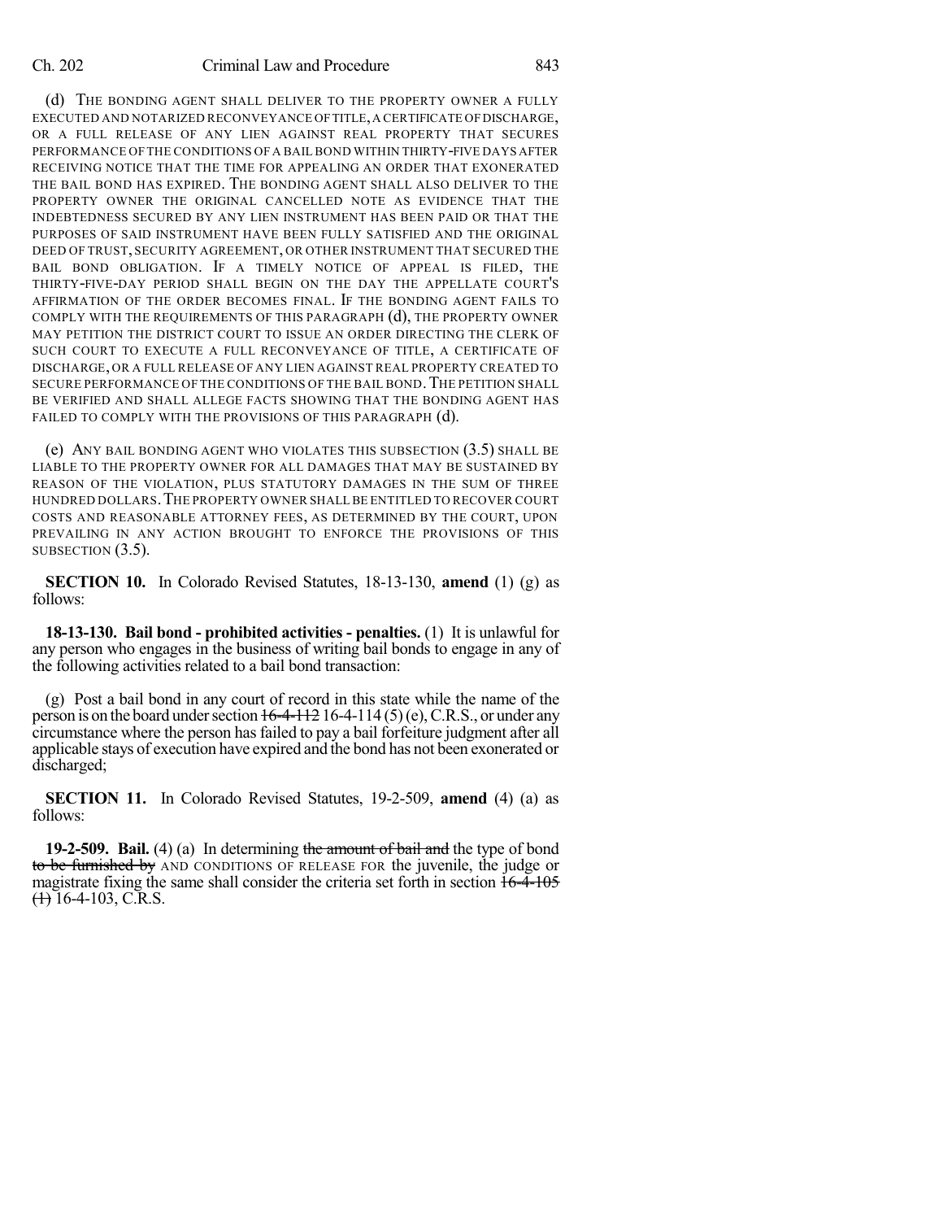(d) THE BONDING AGENT SHALL DELIVER TO THE PROPERTY OWNER A FULLY EXECUTED AND NOTARIZED RECONVEYANCE OF TITLE, A CERTIFICATE OF DISCHARGE, OR A FULL RELEASE OF ANY LIEN AGAINST REAL PROPERTY THAT SECURES PERFORMANCE OF THE CONDITIONS OF A BAIL BOND WITHIN THIRTY-FIVE DAYS AFTER RECEIVING NOTICE THAT THE TIME FOR APPEALING AN ORDER THAT EXONERATED THE BAIL BOND HAS EXPIRED. THE BONDING AGENT SHALL ALSO DELIVER TO THE PROPERTY OWNER THE ORIGINAL CANCELLED NOTE AS EVIDENCE THAT THE INDEBTEDNESS SECURED BY ANY LIEN INSTRUMENT HAS BEEN PAID OR THAT THE PURPOSES OF SAID INSTRUMENT HAVE BEEN FULLY SATISFIED AND THE ORIGINAL DEED OF TRUST, SECURITY AGREEMENT, OR OTHER INSTRUMENT THAT SECURED THE BAIL BOND OBLIGATION. IF A TIMELY NOTICE OF APPEAL IS FILED, THE THIRTY-FIVE-DAY PERIOD SHALL BEGIN ON THE DAY THE APPELLATE COURT'S AFFIRMATION OF THE ORDER BECOMES FINAL. IF THE BONDING AGENT FAILS TO COMPLY WITH THE REQUIREMENTS OF THIS PARAGRAPH (d), THE PROPERTY OWNER MAY PETITION THE DISTRICT COURT TO ISSUE AN ORDER DIRECTING THE CLERK OF SUCH COURT TO EXECUTE A FULL RECONVEYANCE OF TITLE, A CERTIFICATE OF DISCHARGE, OR A FULL RELEASE OF ANY LIEN AGAINST REAL PROPERTY CREATED TO SECURE PERFORMANCE OF THE CONDITIONS OF THE BAIL BOND. THE PETITION SHALL BE VERIFIED AND SHALL ALLEGE FACTS SHOWING THAT THE BONDING AGENT HAS FAILED TO COMPLY WITH THE PROVISIONS OF THIS PARAGRAPH (d).

(e) ANY BAIL BONDING AGENT WHO VIOLATES THIS SUBSECTION (3.5) SHALL BE LIABLE TO THE PROPERTY OWNER FOR ALL DAMAGES THAT MAY BE SUSTAINED BY REASON OF THE VIOLATION, PLUS STATUTORY DAMAGES IN THE SUM OF THREE HUNDRED DOLLARS. THE PROPERTY OWNER SHALL BE ENTITLED TO RECOVER COURT COSTS AND REASONABLE ATTORNEY FEES, AS DETERMINED BY THE COURT, UPON PREVAILING IN ANY ACTION BROUGHT TO ENFORCE THE PROVISIONS OF THIS SUBSECTION (3.5).

**SECTION 10.** In Colorado Revised Statutes, 18-13-130, **amend** (1) (g) as follows:

**18-13-130. Bail bond - prohibited activities - penalties.** (1) It is unlawful for any person who engages in the business of writing bail bonds to engage in any of the following activities related to a bail bond transaction:

(g) Post a bail bond in any court of record in this state while the name of the person is on the board under section ~~16-4-112~~ 16-4-114 (5) (e), C.R.S., or under any circumstance where the person has failed to pay a bail forfeiture judgment after all applicable stays of execution have expired and the bond has not been exonerated or discharged;

**SECTION 11.** In Colorado Revised Statutes, 19-2-509, **amend** (4) (a) as follows:

**19-2-509. Bail.** (4) (a) In determining ~~the amount of bail and~~ the type of bond ~~to be furnished by~~ AND CONDITIONS OF RELEASE FOR the juvenile, the judge or magistrate fixing the same shall consider the criteria set forth in section ~~16-4-105 (1)~~ 16-4-103, C.R.S.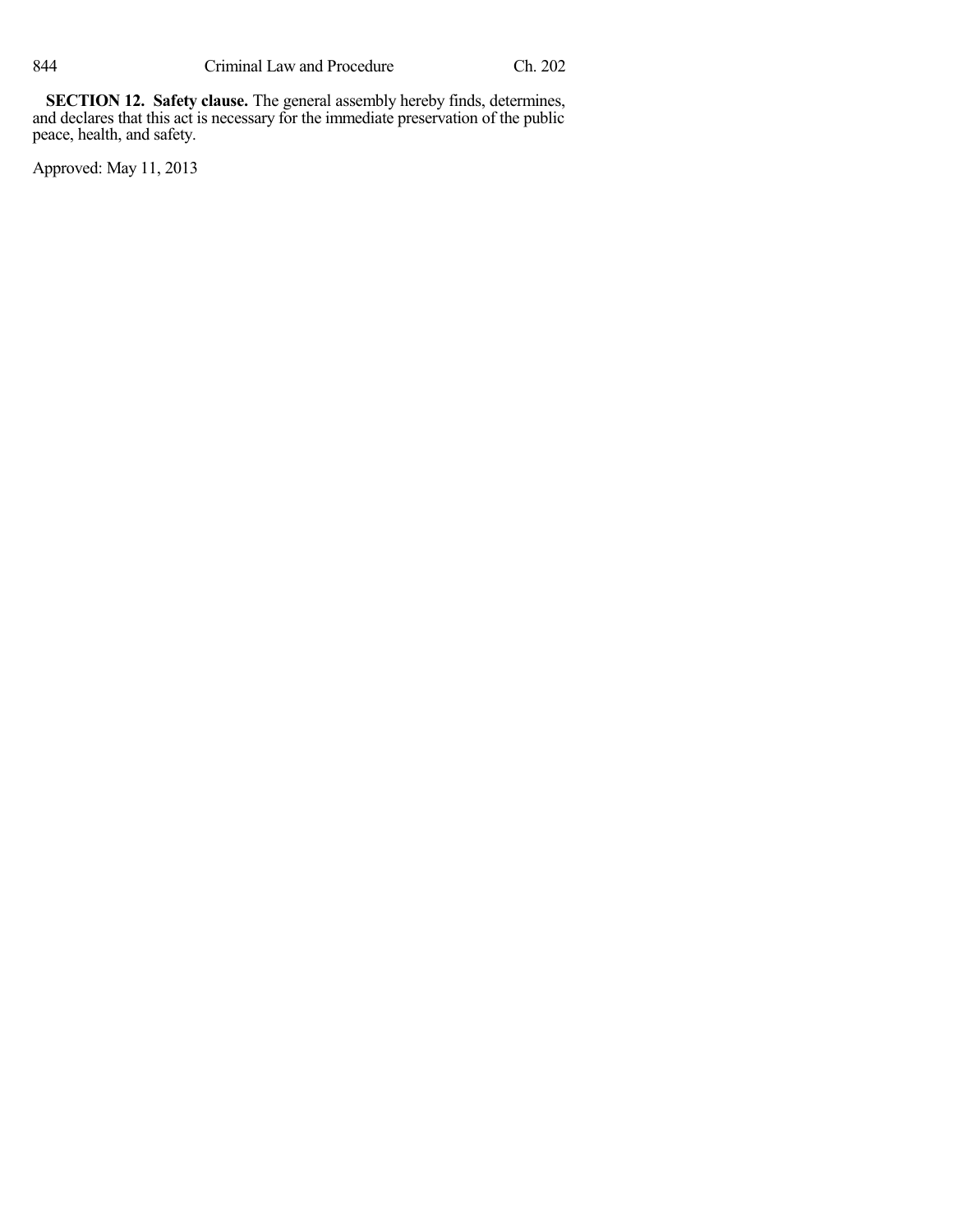**SECTION 12. Safety clause.** The general assembly hereby finds, determines, and declares that this act is necessary for the immediate preservation of the public peace, health, and safety.

Approved: May 11, 2013